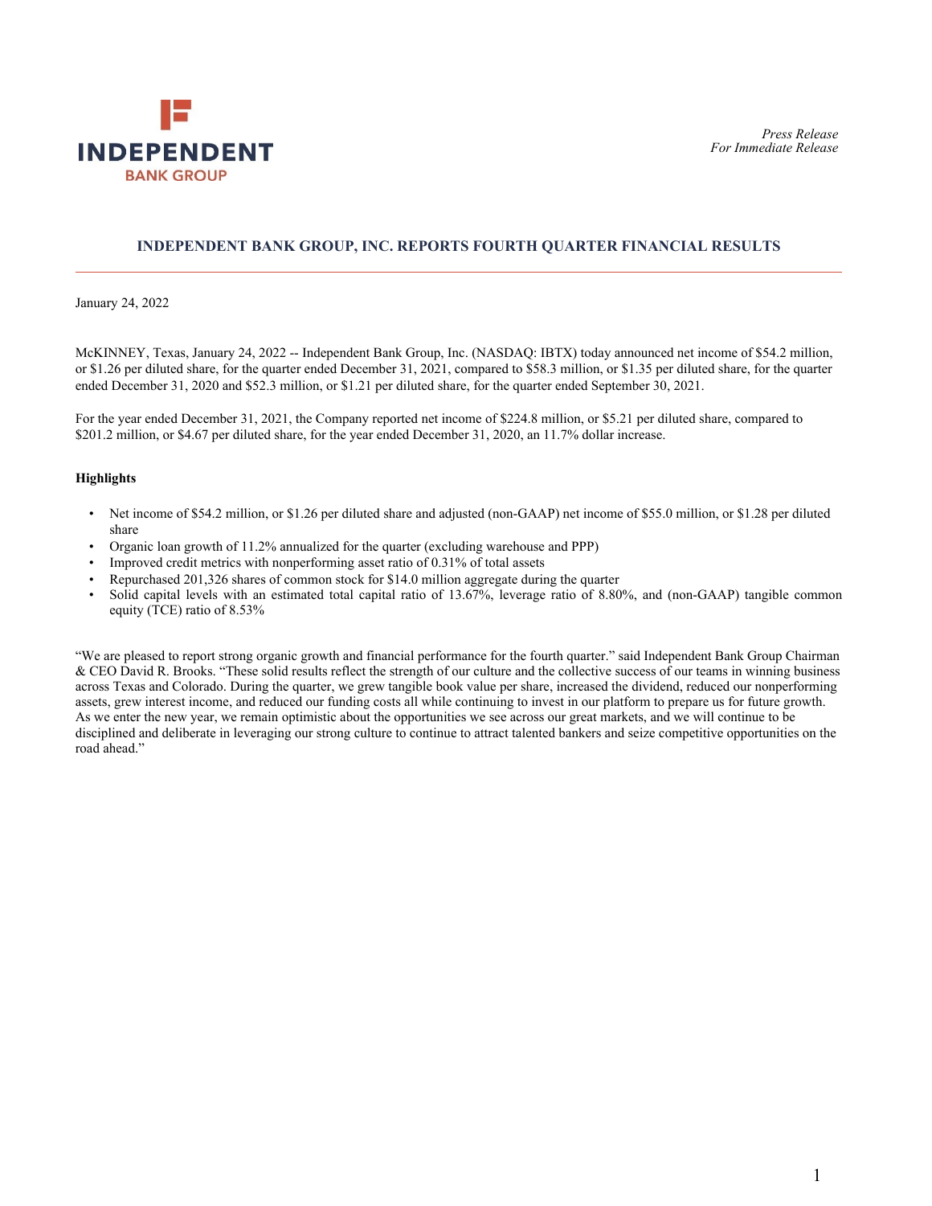INDEPENDENT BANK GROUP

*Press Release*
*For Immediate Release*

## INDEPENDENT BANK GROUP, INC. REPORTS FOURTH QUARTER FINANCIAL RESULTS

January 24, 2022

McKINNEY, Texas, January 24, 2022 -- Independent Bank Group, Inc. (NASDAQ: IBTX) today announced net income of $54.2 million, or $1.26 per diluted share, for the quarter ended December 31, 2021, compared to $58.3 million, or $1.35 per diluted share, for the quarter ended December 31, 2020 and $52.3 million, or $1.21 per diluted share, for the quarter ended September 30, 2021.

For the year ended December 31, 2021, the Company reported net income of $224.8 million, or $5.21 per diluted share, compared to $201.2 million, or $4.67 per diluted share, for the year ended December 31, 2020, an 11.7% dollar increase.

**Highlights**

- Net income of $54.2 million, or $1.26 per diluted share and adjusted (non-GAAP) net income of $55.0 million, or $1.28 per diluted share
- Organic loan growth of 11.2% annualized for the quarter (excluding warehouse and PPP)
- Improved credit metrics with nonperforming asset ratio of 0.31% of total assets
- Repurchased 201,326 shares of common stock for $14.0 million aggregate during the quarter
- Solid capital levels with an estimated total capital ratio of 13.67%, leverage ratio of 8.80%, and (non-GAAP) tangible common equity (TCE) ratio of 8.53%

"We are pleased to report strong organic growth and financial performance for the fourth quarter." said Independent Bank Group Chairman & CEO David R. Brooks. "These solid results reflect the strength of our culture and the collective success of our teams in winning business across Texas and Colorado. During the quarter, we grew tangible book value per share, increased the dividend, reduced our nonperforming assets, grew interest income, and reduced our funding costs all while continuing to invest in our platform to prepare us for future growth. As we enter the new year, we remain optimistic about the opportunities we see across our great markets, and we will continue to be disciplined and deliberate in leveraging our strong culture to continue to attract talented bankers and seize competitive opportunities on the road ahead."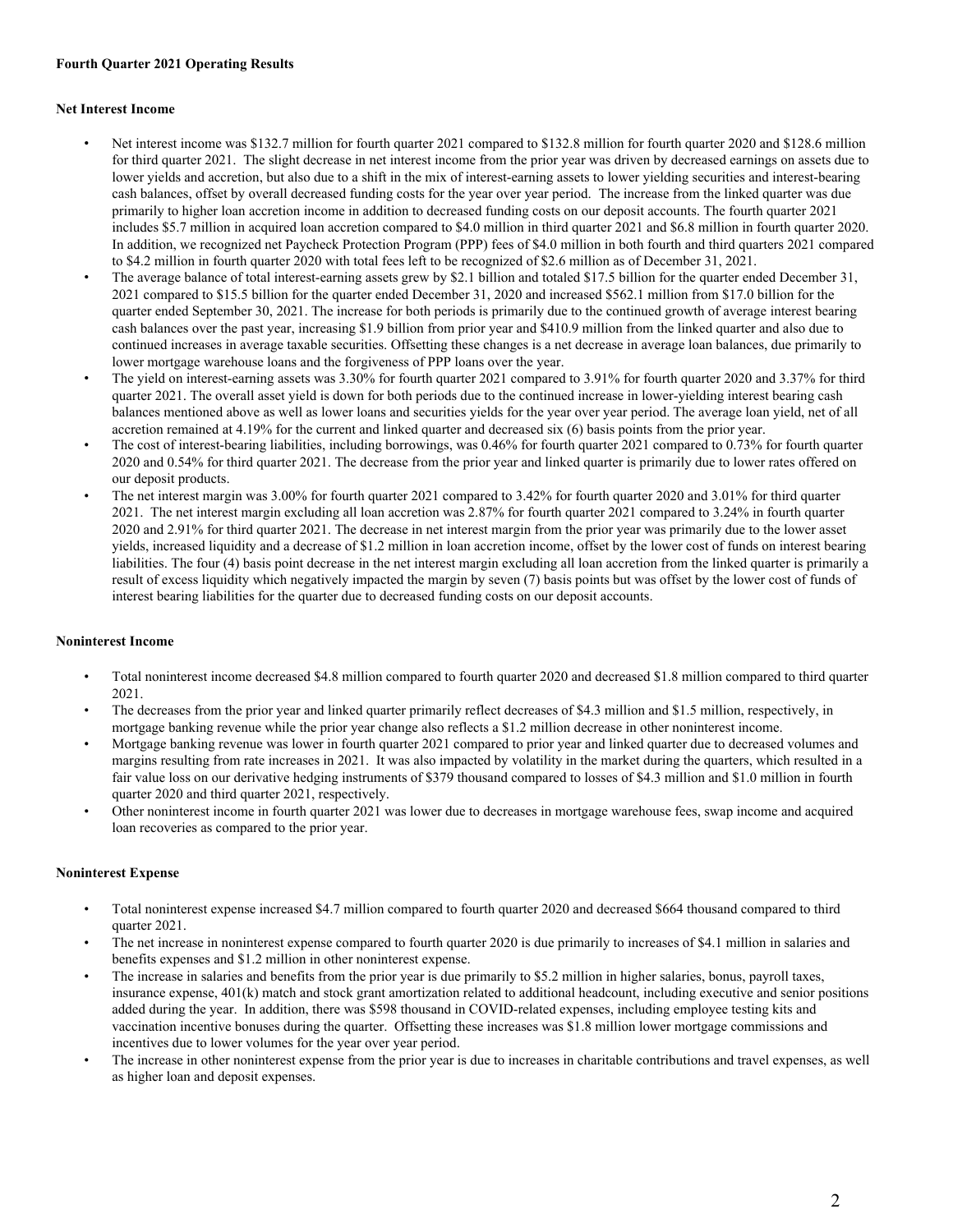**Fourth Quarter 2021 Operating Results**

**Net Interest Income**

- Net interest income was $132.7 million for fourth quarter 2021 compared to $132.8 million for fourth quarter 2020 and $128.6 million for third quarter 2021. The slight decrease in net interest income from the prior year was driven by decreased earnings on assets due to lower yields and accretion, but also due to a shift in the mix of interest-earning assets to lower yielding securities and interest-bearing cash balances, offset by overall decreased funding costs for the year over year period. The increase from the linked quarter was due primarily to higher loan accretion income in addition to decreased funding costs on our deposit accounts. The fourth quarter 2021 includes $5.7 million in acquired loan accretion compared to $4.0 million in third quarter 2021 and $6.8 million in fourth quarter 2020. In addition, we recognized net Paycheck Protection Program (PPP) fees of $4.0 million in both fourth and third quarters 2021 compared to $4.2 million in fourth quarter 2020 with total fees left to be recognized of $2.6 million as of December 31, 2021.
- The average balance of total interest-earning assets grew by $2.1 billion and totaled $17.5 billion for the quarter ended December 31, 2021 compared to $15.5 billion for the quarter ended December 31, 2020 and increased $562.1 million from $17.0 billion for the quarter ended September 30, 2021. The increase for both periods is primarily due to the continued growth of average interest bearing cash balances over the past year, increasing $1.9 billion from prior year and $410.9 million from the linked quarter and also due to continued increases in average taxable securities. Offsetting these changes is a net decrease in average loan balances, due primarily to lower mortgage warehouse loans and the forgiveness of PPP loans over the year.
- The yield on interest-earning assets was 3.30% for fourth quarter 2021 compared to 3.91% for fourth quarter 2020 and 3.37% for third quarter 2021. The overall asset yield is down for both periods due to the continued increase in lower-yielding interest bearing cash balances mentioned above as well as lower loans and securities yields for the year over year period. The average loan yield, net of all accretion remained at 4.19% for the current and linked quarter and decreased six (6) basis points from the prior year.
- The cost of interest-bearing liabilities, including borrowings, was 0.46% for fourth quarter 2021 compared to 0.73% for fourth quarter 2020 and 0.54% for third quarter 2021. The decrease from the prior year and linked quarter is primarily due to lower rates offered on our deposit products.
- The net interest margin was 3.00% for fourth quarter 2021 compared to 3.42% for fourth quarter 2020 and 3.01% for third quarter 2021. The net interest margin excluding all loan accretion was 2.87% for fourth quarter 2021 compared to 3.24% in fourth quarter 2020 and 2.91% for third quarter 2021. The decrease in net interest margin from the prior year was primarily due to the lower asset yields, increased liquidity and a decrease of $1.2 million in loan accretion income, offset by the lower cost of funds on interest bearing liabilities. The four (4) basis point decrease in the net interest margin excluding all loan accretion from the linked quarter is primarily a result of excess liquidity which negatively impacted the margin by seven (7) basis points but was offset by the lower cost of funds of interest bearing liabilities for the quarter due to decreased funding costs on our deposit accounts.

**Noninterest Income**

- Total noninterest income decreased $4.8 million compared to fourth quarter 2020 and decreased $1.8 million compared to third quarter 2021.
- The decreases from the prior year and linked quarter primarily reflect decreases of $4.3 million and $1.5 million, respectively, in mortgage banking revenue while the prior year change also reflects a $1.2 million decrease in other noninterest income.
- Mortgage banking revenue was lower in fourth quarter 2021 compared to prior year and linked quarter due to decreased volumes and margins resulting from rate increases in 2021. It was also impacted by volatility in the market during the quarters, which resulted in a fair value loss on our derivative hedging instruments of $379 thousand compared to losses of $4.3 million and $1.0 million in fourth quarter 2020 and third quarter 2021, respectively.
- Other noninterest income in fourth quarter 2021 was lower due to decreases in mortgage warehouse fees, swap income and acquired loan recoveries as compared to the prior year.

**Noninterest Expense**

- Total noninterest expense increased $4.7 million compared to fourth quarter 2020 and decreased $664 thousand compared to third quarter 2021.
- The net increase in noninterest expense compared to fourth quarter 2020 is due primarily to increases of $4.1 million in salaries and benefits expenses and $1.2 million in other noninterest expense.
- The increase in salaries and benefits from the prior year is due primarily to $5.2 million in higher salaries, bonus, payroll taxes, insurance expense, 401(k) match and stock grant amortization related to additional headcount, including executive and senior positions added during the year. In addition, there was $598 thousand in COVID-related expenses, including employee testing kits and vaccination incentive bonuses during the quarter. Offsetting these increases was $1.8 million lower mortgage commissions and incentives due to lower volumes for the year over year period.
- The increase in other noninterest expense from the prior year is due to increases in charitable contributions and travel expenses, as well as higher loan and deposit expenses.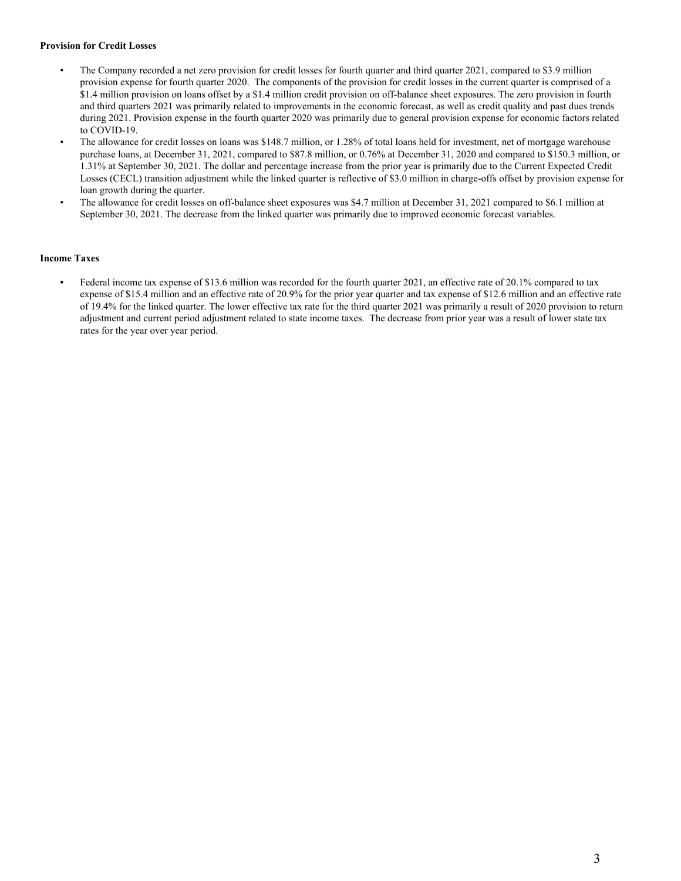**Provision for Credit Losses**

- The Company recorded a net zero provision for credit losses for fourth quarter and third quarter 2021, compared to $3.9 million provision expense for fourth quarter 2020. The components of the provision for credit losses in the current quarter is comprised of a $1.4 million provision on loans offset by a $1.4 million credit provision on off-balance sheet exposures. The zero provision in fourth and third quarters 2021 was primarily related to improvements in the economic forecast, as well as credit quality and past dues trends during 2021. Provision expense in the fourth quarter 2020 was primarily due to general provision expense for economic factors related to COVID-19.
- The allowance for credit losses on loans was $148.7 million, or 1.28% of total loans held for investment, net of mortgage warehouse purchase loans, at December 31, 2021, compared to $87.8 million, or 0.76% at December 31, 2020 and compared to $150.3 million, or 1.31% at September 30, 2021. The dollar and percentage increase from the prior year is primarily due to the Current Expected Credit Losses (CECL) transition adjustment while the linked quarter is reflective of $3.0 million in charge-offs offset by provision expense for loan growth during the quarter.
- The allowance for credit losses on off-balance sheet exposures was $4.7 million at December 31, 2021 compared to $6.1 million at September 30, 2021. The decrease from the linked quarter was primarily due to improved economic forecast variables.

**Income Taxes**

- Federal income tax expense of $13.6 million was recorded for the fourth quarter 2021, an effective rate of 20.1% compared to tax expense of $15.4 million and an effective rate of 20.9% for the prior year quarter and tax expense of $12.6 million and an effective rate of 19.4% for the linked quarter. The lower effective tax rate for the third quarter 2021 was primarily a result of 2020 provision to return adjustment and current period adjustment related to state income taxes. The decrease from prior year was a result of lower state tax rates for the year over year period.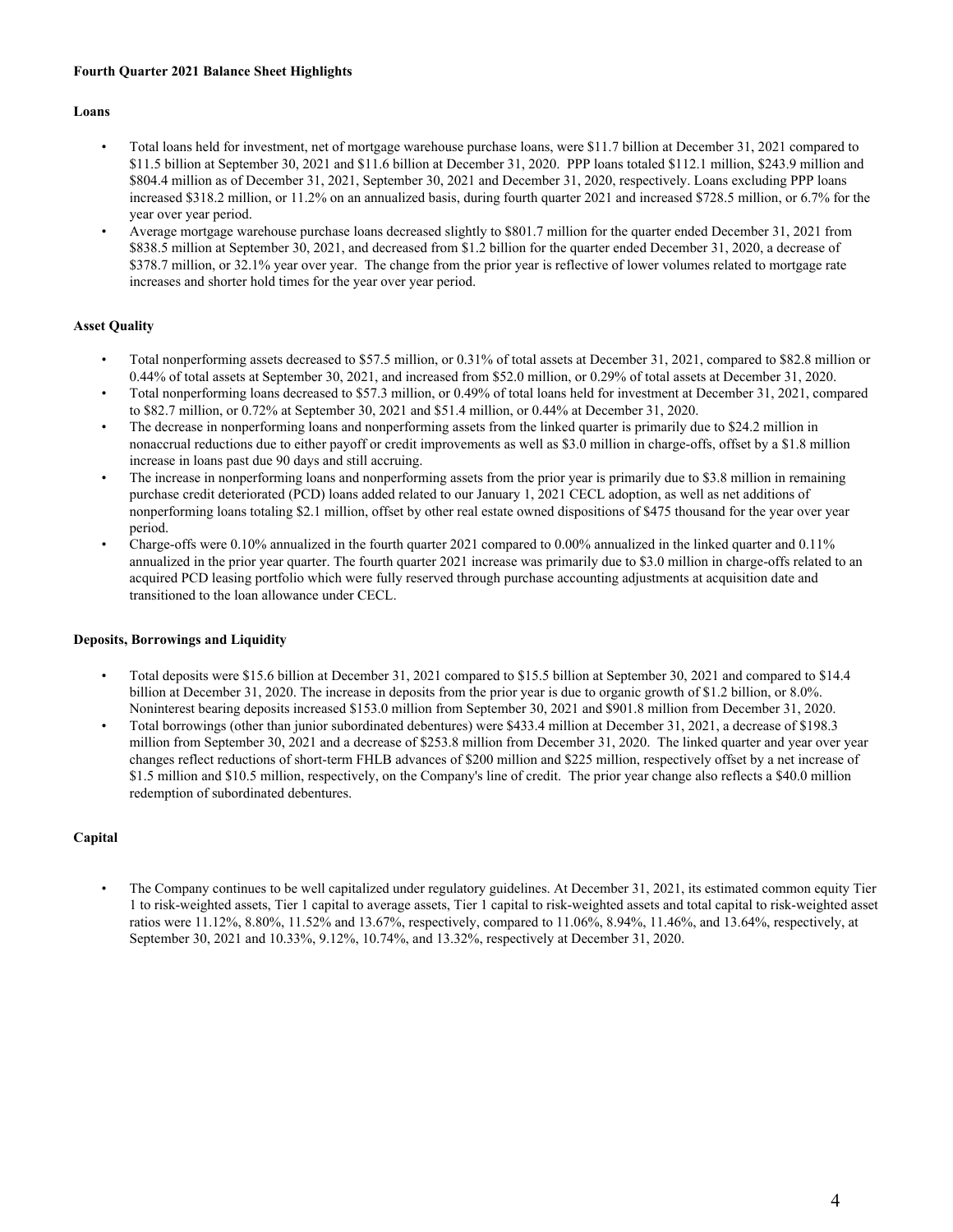**Fourth Quarter 2021 Balance Sheet Highlights**

**Loans**

- Total loans held for investment, net of mortgage warehouse purchase loans, were \$11.7 billion at December 31, 2021 compared to \$11.5 billion at September 30, 2021 and \$11.6 billion at December 31, 2020. PPP loans totaled \$112.1 million, \$243.9 million and \$804.4 million as of December 31, 2021, September 30, 2021 and December 31, 2020, respectively. Loans excluding PPP loans increased \$318.2 million, or 11.2% on an annualized basis, during fourth quarter 2021 and increased \$728.5 million, or 6.7% for the year over year period.
- Average mortgage warehouse purchase loans decreased slightly to \$801.7 million for the quarter ended December 31, 2021 from \$838.5 million at September 30, 2021, and decreased from \$1.2 billion for the quarter ended December 31, 2020, a decrease of \$378.7 million, or 32.1% year over year. The change from the prior year is reflective of lower volumes related to mortgage rate increases and shorter hold times for the year over year period.

**Asset Quality**

- Total nonperforming assets decreased to \$57.5 million, or 0.31% of total assets at December 31, 2021, compared to \$82.8 million or 0.44% of total assets at September 30, 2021, and increased from \$52.0 million, or 0.29% of total assets at December 31, 2020.
- Total nonperforming loans decreased to \$57.3 million, or 0.49% of total loans held for investment at December 31, 2021, compared to \$82.7 million, or 0.72% at September 30, 2021 and \$51.4 million, or 0.44% at December 31, 2020.
- The decrease in nonperforming loans and nonperforming assets from the linked quarter is primarily due to \$24.2 million in nonaccrual reductions due to either payoff or credit improvements as well as \$3.0 million in charge-offs, offset by a \$1.8 million increase in loans past due 90 days and still accruing.
- The increase in nonperforming loans and nonperforming assets from the prior year is primarily due to \$3.8 million in remaining purchase credit deteriorated (PCD) loans added related to our January 1, 2021 CECL adoption, as well as net additions of nonperforming loans totaling \$2.1 million, offset by other real estate owned dispositions of \$475 thousand for the year over year period.
- Charge-offs were 0.10% annualized in the fourth quarter 2021 compared to 0.00% annualized in the linked quarter and 0.11% annualized in the prior year quarter. The fourth quarter 2021 increase was primarily due to \$3.0 million in charge-offs related to an acquired PCD leasing portfolio which were fully reserved through purchase accounting adjustments at acquisition date and transitioned to the loan allowance under CECL.

**Deposits, Borrowings and Liquidity**

- Total deposits were \$15.6 billion at December 31, 2021 compared to \$15.5 billion at September 30, 2021 and compared to \$14.4 billion at December 31, 2020. The increase in deposits from the prior year is due to organic growth of \$1.2 billion, or 8.0%. Noninterest bearing deposits increased \$153.0 million from September 30, 2021 and \$901.8 million from December 31, 2020.
- Total borrowings (other than junior subordinated debentures) were \$433.4 million at December 31, 2021, a decrease of \$198.3 million from September 30, 2021 and a decrease of \$253.8 million from December 31, 2020. The linked quarter and year over year changes reflect reductions of short-term FHLB advances of \$200 million and \$225 million, respectively offset by a net increase of \$1.5 million and \$10.5 million, respectively, on the Company's line of credit. The prior year change also reflects a \$40.0 million redemption of subordinated debentures.

**Capital**

- The Company continues to be well capitalized under regulatory guidelines. At December 31, 2021, its estimated common equity Tier 1 to risk-weighted assets, Tier 1 capital to average assets, Tier 1 capital to risk-weighted assets and total capital to risk-weighted asset ratios were 11.12%, 8.80%, 11.52% and 13.67%, respectively, compared to 11.06%, 8.94%, 11.46%, and 13.64%, respectively, at September 30, 2021 and 10.33%, 9.12%, 10.74%, and 13.32%, respectively at December 31, 2020.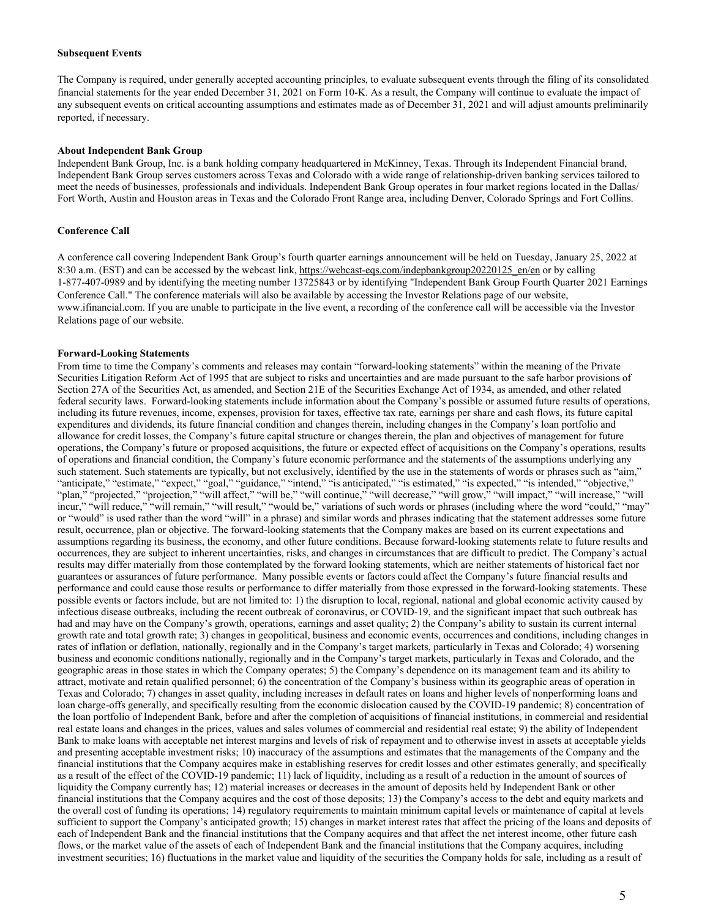**Subsequent Events**

The Company is required, under generally accepted accounting principles, to evaluate subsequent events through the filing of its consolidated financial statements for the year ended December 31, 2021 on Form 10-K. As a result, the Company will continue to evaluate the impact of any subsequent events on critical accounting assumptions and estimates made as of December 31, 2021 and will adjust amounts preliminarily reported, if necessary.

**About Independent Bank Group**

Independent Bank Group, Inc. is a bank holding company headquartered in McKinney, Texas. Through its Independent Financial brand, Independent Bank Group serves customers across Texas and Colorado with a wide range of relationship-driven banking services tailored to meet the needs of businesses, professionals and individuals. Independent Bank Group operates in four market regions located in the Dallas/Fort Worth, Austin and Houston areas in Texas and the Colorado Front Range area, including Denver, Colorado Springs and Fort Collins.

**Conference Call**

A conference call covering Independent Bank Group's fourth quarter earnings announcement will be held on Tuesday, January 25, 2022 at 8:30 a.m. (EST) and can be accessed by the webcast link, https://webcast-eqs.com/indepbankgroup20220125_en/en or by calling 1-877-407-0989 and by identifying the meeting number 13725843 or by identifying "Independent Bank Group Fourth Quarter 2021 Earnings Conference Call." The conference materials will also be available by accessing the Investor Relations page of our website, www.ifinancial.com. If you are unable to participate in the live event, a recording of the conference call will be accessible via the Investor Relations page of our website.

**Forward-Looking Statements**

From time to time the Company's comments and releases may contain "forward-looking statements" within the meaning of the Private Securities Litigation Reform Act of 1995 that are subject to risks and uncertainties and are made pursuant to the safe harbor provisions of Section 27A of the Securities Act, as amended, and Section 21E of the Securities Exchange Act of 1934, as amended, and other related federal security laws. Forward-looking statements include information about the Company's possible or assumed future results of operations, including its future revenues, income, expenses, provision for taxes, effective tax rate, earnings per share and cash flows, its future capital expenditures and dividends, its future financial condition and changes therein, including changes in the Company's loan portfolio and allowance for credit losses, the Company's future capital structure or changes therein, the plan and objectives of management for future operations, the Company's future or proposed acquisitions, the future or expected effect of acquisitions on the Company's operations, results of operations and financial condition, the Company's future economic performance and the statements of the assumptions underlying any such statement. Such statements are typically, but not exclusively, identified by the use in the statements of words or phrases such as "aim," "anticipate," "estimate," "expect," "goal," "guidance," "intend," "is anticipated," "is estimated," "is expected," "is intended," "objective," "plan," "projected," "projection," "will affect," "will be," "will continue," "will decrease," "will grow," "will impact," "will increase," "will incur," "will reduce," "will remain," "will result," "would be," variations of such words or phrases (including where the word "could," "may" or "would" is used rather than the word "will" in a phrase) and similar words and phrases indicating that the statement addresses some future result, occurrence, plan or objective. The forward-looking statements that the Company makes are based on its current expectations and assumptions regarding its business, the economy, and other future conditions. Because forward-looking statements relate to future results and occurrences, they are subject to inherent uncertainties, risks, and changes in circumstances that are difficult to predict. The Company's actual results may differ materially from those contemplated by the forward looking statements, which are neither statements of historical fact nor guarantees or assurances of future performance. Many possible events or factors could affect the Company's future financial results and performance and could cause those results or performance to differ materially from those expressed in the forward-looking statements. These possible events or factors include, but are not limited to: 1) the disruption to local, regional, national and global economic activity caused by infectious disease outbreaks, including the recent outbreak of coronavirus, or COVID-19, and the significant impact that such outbreak has had and may have on the Company's growth, operations, earnings and asset quality; 2) the Company's ability to sustain its current internal growth rate and total growth rate; 3) changes in geopolitical, business and economic events, occurrences and conditions, including changes in rates of inflation or deflation, nationally, regionally and in the Company's target markets, particularly in Texas and Colorado; 4) worsening business and economic conditions nationally, regionally and in the Company's target markets, particularly in Texas and Colorado, and the geographic areas in those states in which the Company operates; 5) the Company's dependence on its management team and its ability to attract, motivate and retain qualified personnel; 6) the concentration of the Company's business within its geographic areas of operation in Texas and Colorado; 7) changes in asset quality, including increases in default rates on loans and higher levels of nonperforming loans and loan charge-offs generally, and specifically resulting from the economic dislocation caused by the COVID-19 pandemic; 8) concentration of the loan portfolio of Independent Bank, before and after the completion of acquisitions of financial institutions, in commercial and residential real estate loans and changes in the prices, values and sales volumes of commercial and residential real estate; 9) the ability of Independent Bank to make loans with acceptable net interest margins and levels of risk of repayment and to otherwise invest in assets at acceptable yields and presenting acceptable investment risks; 10) inaccuracy of the assumptions and estimates that the managements of the Company and the financial institutions that the Company acquires make in establishing reserves for credit losses and other estimates generally, and specifically as a result of the effect of the COVID-19 pandemic; 11) lack of liquidity, including as a result of a reduction in the amount of sources of liquidity the Company currently has; 12) material increases or decreases in the amount of deposits held by Independent Bank or other financial institutions that the Company acquires and the cost of those deposits; 13) the Company's access to the debt and equity markets and the overall cost of funding its operations; 14) regulatory requirements to maintain minimum capital levels or maintenance of capital at levels sufficient to support the Company's anticipated growth; 15) changes in market interest rates that affect the pricing of the loans and deposits of each of Independent Bank and the financial institutions that the Company acquires and that affect the net interest income, other future cash flows, or the market value of the assets of each of Independent Bank and the financial institutions that the Company acquires, including investment securities; 16) fluctuations in the market value and liquidity of the securities the Company holds for sale, including as a result of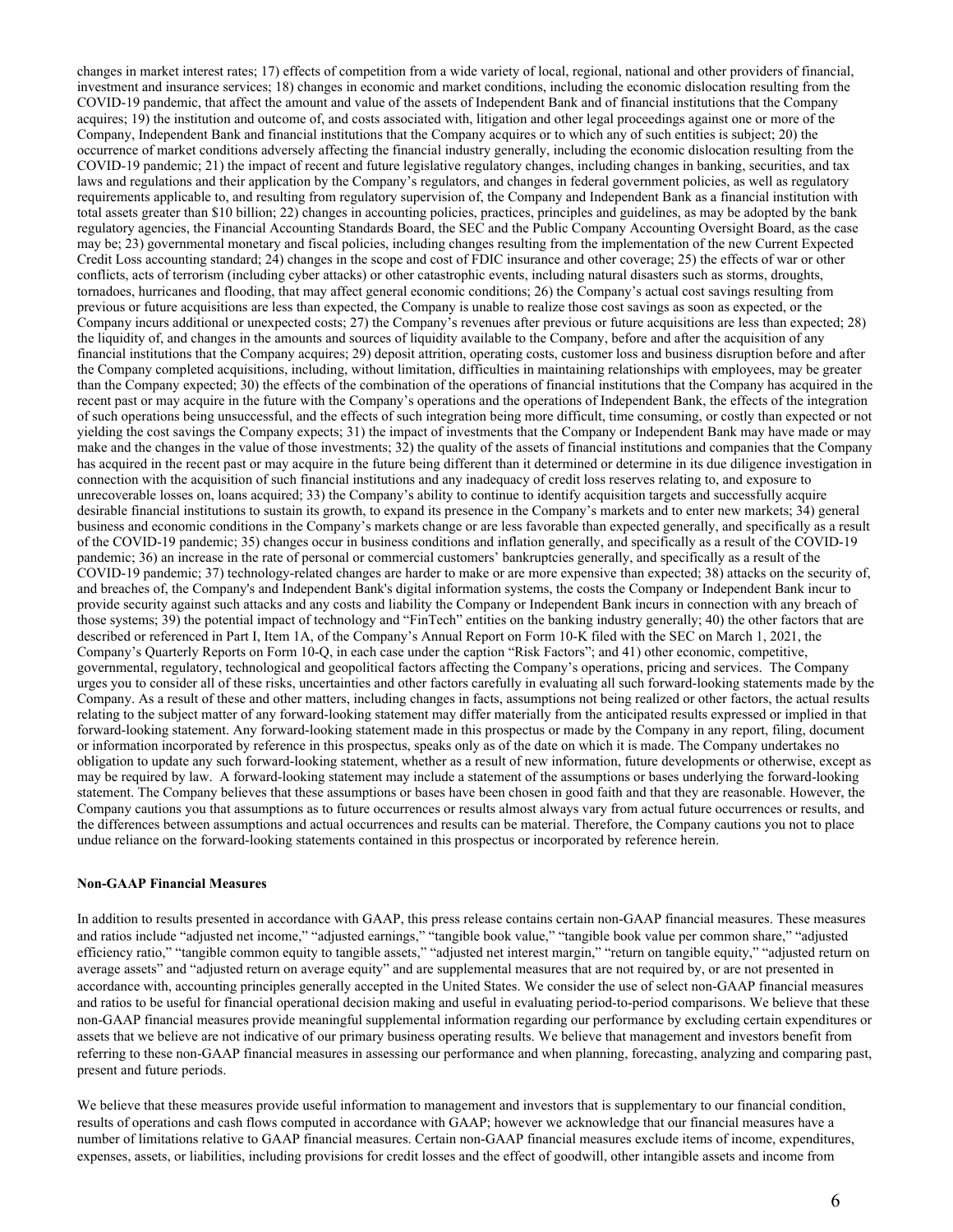changes in market interest rates; 17) effects of competition from a wide variety of local, regional, national and other providers of financial, investment and insurance services; 18) changes in economic and market conditions, including the economic dislocation resulting from the COVID-19 pandemic, that affect the amount and value of the assets of Independent Bank and of financial institutions that the Company acquires; 19) the institution and outcome of, and costs associated with, litigation and other legal proceedings against one or more of the Company, Independent Bank and financial institutions that the Company acquires or to which any of such entities is subject; 20) the occurrence of market conditions adversely affecting the financial industry generally, including the economic dislocation resulting from the COVID-19 pandemic; 21) the impact of recent and future legislative regulatory changes, including changes in banking, securities, and tax laws and regulations and their application by the Company's regulators, and changes in federal government policies, as well as regulatory requirements applicable to, and resulting from regulatory supervision of, the Company and Independent Bank as a financial institution with total assets greater than $10 billion; 22) changes in accounting policies, practices, principles and guidelines, as may be adopted by the bank regulatory agencies, the Financial Accounting Standards Board, the SEC and the Public Company Accounting Oversight Board, as the case may be; 23) governmental monetary and fiscal policies, including changes resulting from the implementation of the new Current Expected Credit Loss accounting standard; 24) changes in the scope and cost of FDIC insurance and other coverage; 25) the effects of war or other conflicts, acts of terrorism (including cyber attacks) or other catastrophic events, including natural disasters such as storms, droughts, tornadoes, hurricanes and flooding, that may affect general economic conditions; 26) the Company's actual cost savings resulting from previous or future acquisitions are less than expected, the Company is unable to realize those cost savings as soon as expected, or the Company incurs additional or unexpected costs; 27) the Company's revenues after previous or future acquisitions are less than expected; 28) the liquidity of, and changes in the amounts and sources of liquidity available to the Company, before and after the acquisition of any financial institutions that the Company acquires; 29) deposit attrition, operating costs, customer loss and business disruption before and after the Company completed acquisitions, including, without limitation, difficulties in maintaining relationships with employees, may be greater than the Company expected; 30) the effects of the combination of the operations of financial institutions that the Company has acquired in the recent past or may acquire in the future with the Company's operations and the operations of Independent Bank, the effects of the integration of such operations being unsuccessful, and the effects of such integration being more difficult, time consuming, or costly than expected or not yielding the cost savings the Company expects; 31) the impact of investments that the Company or Independent Bank may have made or may make and the changes in the value of those investments; 32) the quality of the assets of financial institutions and companies that the Company has acquired in the recent past or may acquire in the future being different than it determined or determine in its due diligence investigation in connection with the acquisition of such financial institutions and any inadequacy of credit loss reserves relating to, and exposure to unrecoverable losses on, loans acquired; 33) the Company's ability to continue to identify acquisition targets and successfully acquire desirable financial institutions to sustain its growth, to expand its presence in the Company's markets and to enter new markets; 34) general business and economic conditions in the Company's markets change or are less favorable than expected generally, and specifically as a result of the COVID-19 pandemic; 35) changes occur in business conditions and inflation generally, and specifically as a result of the COVID-19 pandemic; 36) an increase in the rate of personal or commercial customers' bankruptcies generally, and specifically as a result of the COVID-19 pandemic; 37) technology-related changes are harder to make or are more expensive than expected; 38) attacks on the security of, and breaches of, the Company's and Independent Bank's digital information systems, the costs the Company or Independent Bank incur to provide security against such attacks and any costs and liability the Company or Independent Bank incurs in connection with any breach of those systems; 39) the potential impact of technology and "FinTech" entities on the banking industry generally; 40) the other factors that are described or referenced in Part I, Item 1A, of the Company's Annual Report on Form 10-K filed with the SEC on March 1, 2021, the Company's Quarterly Reports on Form 10-Q, in each case under the caption "Risk Factors"; and 41) other economic, competitive, governmental, regulatory, technological and geopolitical factors affecting the Company's operations, pricing and services. The Company urges you to consider all of these risks, uncertainties and other factors carefully in evaluating all such forward-looking statements made by the Company. As a result of these and other matters, including changes in facts, assumptions not being realized or other factors, the actual results relating to the subject matter of any forward-looking statement may differ materially from the anticipated results expressed or implied in that forward-looking statement. Any forward-looking statement made in this prospectus or made by the Company in any report, filing, document or information incorporated by reference in this prospectus, speaks only as of the date on which it is made. The Company undertakes no obligation to update any such forward-looking statement, whether as a result of new information, future developments or otherwise, except as may be required by law. A forward-looking statement may include a statement of the assumptions or bases underlying the forward-looking statement. The Company believes that these assumptions or bases have been chosen in good faith and that they are reasonable. However, the Company cautions you that assumptions as to future occurrences or results almost always vary from actual future occurrences or results, and the differences between assumptions and actual occurrences and results can be material. Therefore, the Company cautions you not to place undue reliance on the forward-looking statements contained in this prospectus or incorporated by reference herein.

**Non-GAAP Financial Measures**

In addition to results presented in accordance with GAAP, this press release contains certain non-GAAP financial measures. These measures and ratios include "adjusted net income," "adjusted earnings," "tangible book value," "tangible book value per common share," "adjusted efficiency ratio," "tangible common equity to tangible assets," "adjusted net interest margin," "return on tangible equity," "adjusted return on average assets" and "adjusted return on average equity" and are supplemental measures that are not required by, or are not presented in accordance with, accounting principles generally accepted in the United States. We consider the use of select non-GAAP financial measures and ratios to be useful for financial operational decision making and useful in evaluating period-to-period comparisons. We believe that these non-GAAP financial measures provide meaningful supplemental information regarding our performance by excluding certain expenditures or assets that we believe are not indicative of our primary business operating results. We believe that management and investors benefit from referring to these non-GAAP financial measures in assessing our performance and when planning, forecasting, analyzing and comparing past, present and future periods.

We believe that these measures provide useful information to management and investors that is supplementary to our financial condition, results of operations and cash flows computed in accordance with GAAP; however we acknowledge that our financial measures have a number of limitations relative to GAAP financial measures. Certain non-GAAP financial measures exclude items of income, expenditures, expenses, assets, or liabilities, including provisions for credit losses and the effect of goodwill, other intangible assets and income from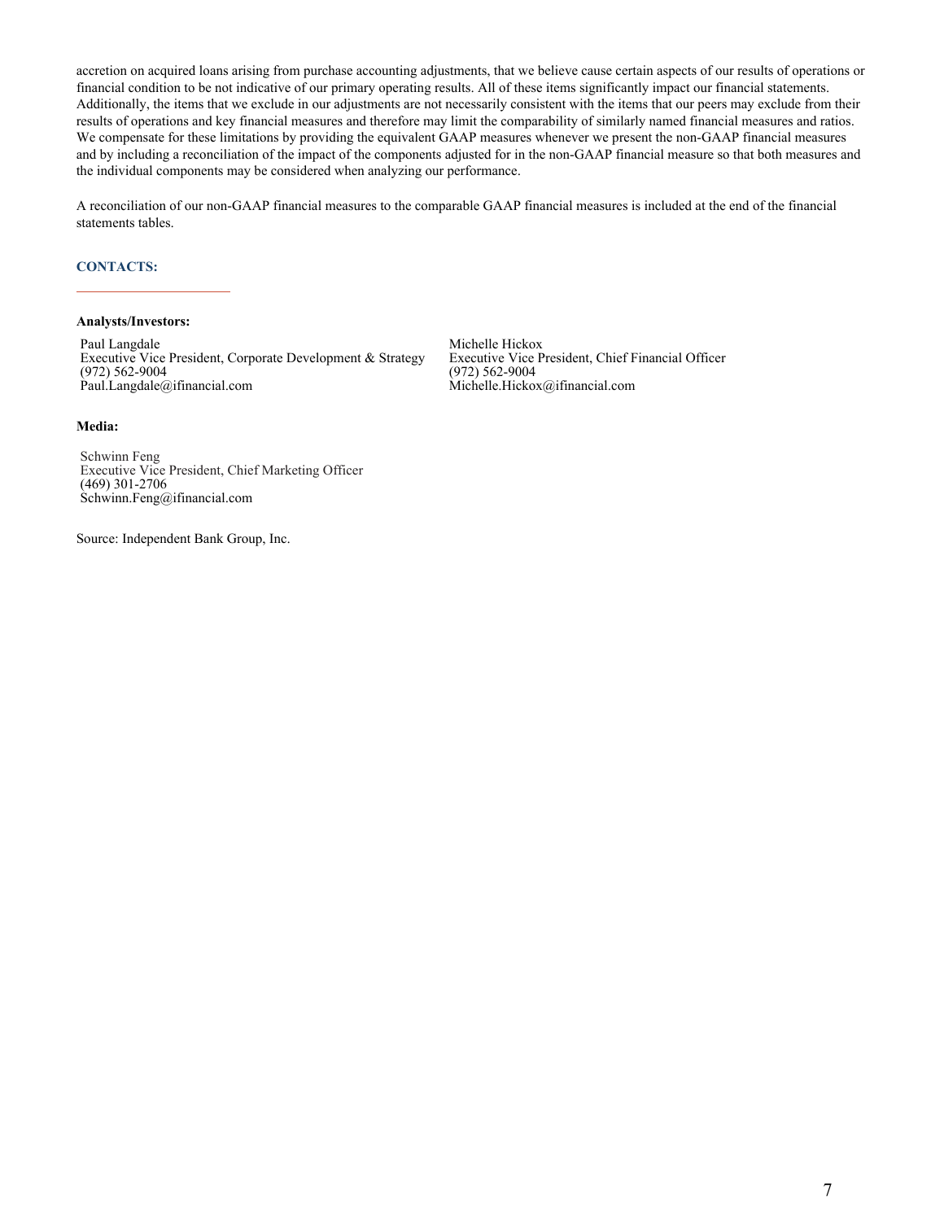accretion on acquired loans arising from purchase accounting adjustments, that we believe cause certain aspects of our results of operations or financial condition to be not indicative of our primary operating results. All of these items significantly impact our financial statements. Additionally, the items that we exclude in our adjustments are not necessarily consistent with the items that our peers may exclude from their results of operations and key financial measures and therefore may limit the comparability of similarly named financial measures and ratios. We compensate for these limitations by providing the equivalent GAAP measures whenever we present the non-GAAP financial measures and by including a reconciliation of the impact of the components adjusted for in the non-GAAP financial measure so that both measures and the individual components may be considered when analyzing our performance.

A reconciliation of our non-GAAP financial measures to the comparable GAAP financial measures is included at the end of the financial statements tables.

## CONTACTS:

**Analysts/Investors:**

Paul Langdale
Executive Vice President, Corporate Development & Strategy
(972) 562-9004
Paul.Langdale@ifinancial.com

Michelle Hickox
Executive Vice President, Chief Financial Officer
(972) 562-9004
Michelle.Hickox@ifinancial.com

**Media:**

Schwinn Feng
Executive Vice President, Chief Marketing Officer
(469) 301-2706
Schwinn.Feng@ifinancial.com

Source: Independent Bank Group, Inc.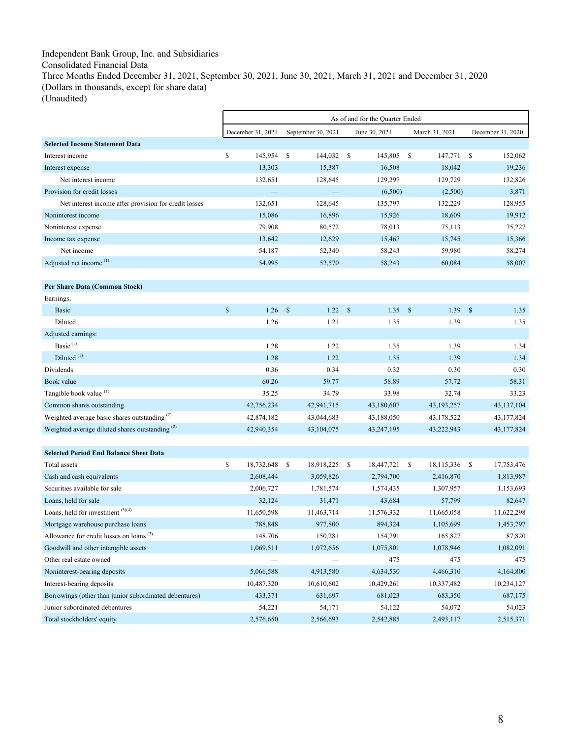Independent Bank Group, Inc. and Subsidiaries
Consolidated Financial Data
Three Months Ended December 31, 2021, September 30, 2021, June 30, 2021, March 31, 2021 and December 31, 2020
(Dollars in thousands, except for share data)
(Unaudited)

| | As of and for the Quarter Ended | | | | |
|---|---|---|---|---|---|
| | December 31, 2021 | September 30, 2021 | June 30, 2021 | March 31, 2021 | December 31, 2020 |
| **Selected Income Statement Data** | | | | | |
| Interest income | $ 145,954 | $ 144,032 | $ 145,805 | $ 147,771 | $ 152,062 |
| Interest expense | 13,303 | 15,387 | 16,508 | 18,042 | 19,236 |
| Net interest income | 132,651 | 128,645 | 129,297 | 129,729 | 132,826 |
| Provision for credit losses | — | — | (6,500) | (2,500) | 3,871 |
| Net interest income after provision for credit losses | 132,651 | 128,645 | 135,797 | 132,229 | 128,955 |
| Noninterest income | 15,086 | 16,896 | 15,926 | 18,609 | 19,912 |
| Noninterest expense | 79,908 | 80,572 | 78,013 | 75,113 | 75,227 |
| Income tax expense | 13,642 | 12,629 | 15,467 | 15,745 | 15,366 |
| Net income | 54,187 | 52,340 | 58,243 | 59,980 | 58,274 |
| Adjusted net income [1] | 54,995 | 52,570 | 58,243 | 60,084 | 58,007 |
| **Per Share Data (Common Stock)** | | | | | |
| Earnings: | | | | | |
| Basic | $ 1.26 | $ 1.22 | $ 1.35 | $ 1.39 | $ 1.35 |
| Diluted | 1.26 | 1.21 | 1.35 | 1.39 | 1.35 |
| Adjusted earnings: | | | | | |
| Basic [1] | 1.28 | 1.22 | 1.35 | 1.39 | 1.34 |
| Diluted [1] | 1.28 | 1.22 | 1.35 | 1.39 | 1.34 |
| Dividends | 0.36 | 0.34 | 0.32 | 0.30 | 0.30 |
| Book value | 60.26 | 59.77 | 58.89 | 57.72 | 58.31 |
| Tangible book value [1] | 35.25 | 34.79 | 33.98 | 32.74 | 33.23 |
| Common shares outstanding | 42,756,234 | 42,941,715 | 43,180,607 | 43,193,257 | 43,137,104 |
| Weighted average basic shares outstanding [2] | 42,874,182 | 43,044,683 | 43,188,050 | 43,178,522 | 43,177,824 |
| Weighted average diluted shares outstanding [2] | 42,940,354 | 43,104,075 | 43,247,195 | 43,222,943 | 43,177,824 |
| **Selected Period End Balance Sheet Data** | | | | | |
| Total assets | $ 18,732,648 | $ 18,918,225 | $ 18,447,721 | $ 18,115,336 | $ 17,753,476 |
| Cash and cash equivalents | 2,608,444 | 3,059,826 | 2,794,700 | 2,416,870 | 1,813,987 |
| Securities available for sale | 2,006,727 | 1,781,574 | 1,574,435 | 1,307,957 | 1,153,693 |
| Loans, held for sale | 32,124 | 31,471 | 43,684 | 57,799 | 82,647 |
| Loans, held for investment [3][4] | 11,650,598 | 11,463,714 | 11,576,332 | 11,665,058 | 11,622,298 |
| Mortgage warehouse purchase loans | 788,848 | 977,800 | 894,324 | 1,105,699 | 1,453,797 |
| Allowance for credit losses on loans [3] | 148,706 | 150,281 | 154,791 | 165,827 | 87,820 |
| Goodwill and other intangible assets | 1,069,511 | 1,072,656 | 1,075,801 | 1,078,946 | 1,082,091 |
| Other real estate owned | — | — | 475 | 475 | 475 |
| Noninterest-bearing deposits | 5,066,588 | 4,913,580 | 4,634,530 | 4,466,310 | 4,164,800 |
| Interest-bearing deposits | 10,487,320 | 10,610,602 | 10,429,261 | 10,337,482 | 10,234,127 |
| Borrowings (other than junior subordinated debentures) | 433,371 | 631,697 | 681,023 | 683,350 | 687,175 |
| Junior subordinated debentures | 54,221 | 54,171 | 54,122 | 54,072 | 54,023 |
| Total stockholders' equity | 2,576,650 | 2,566,693 | 2,542,885 | 2,493,117 | 2,515,371 |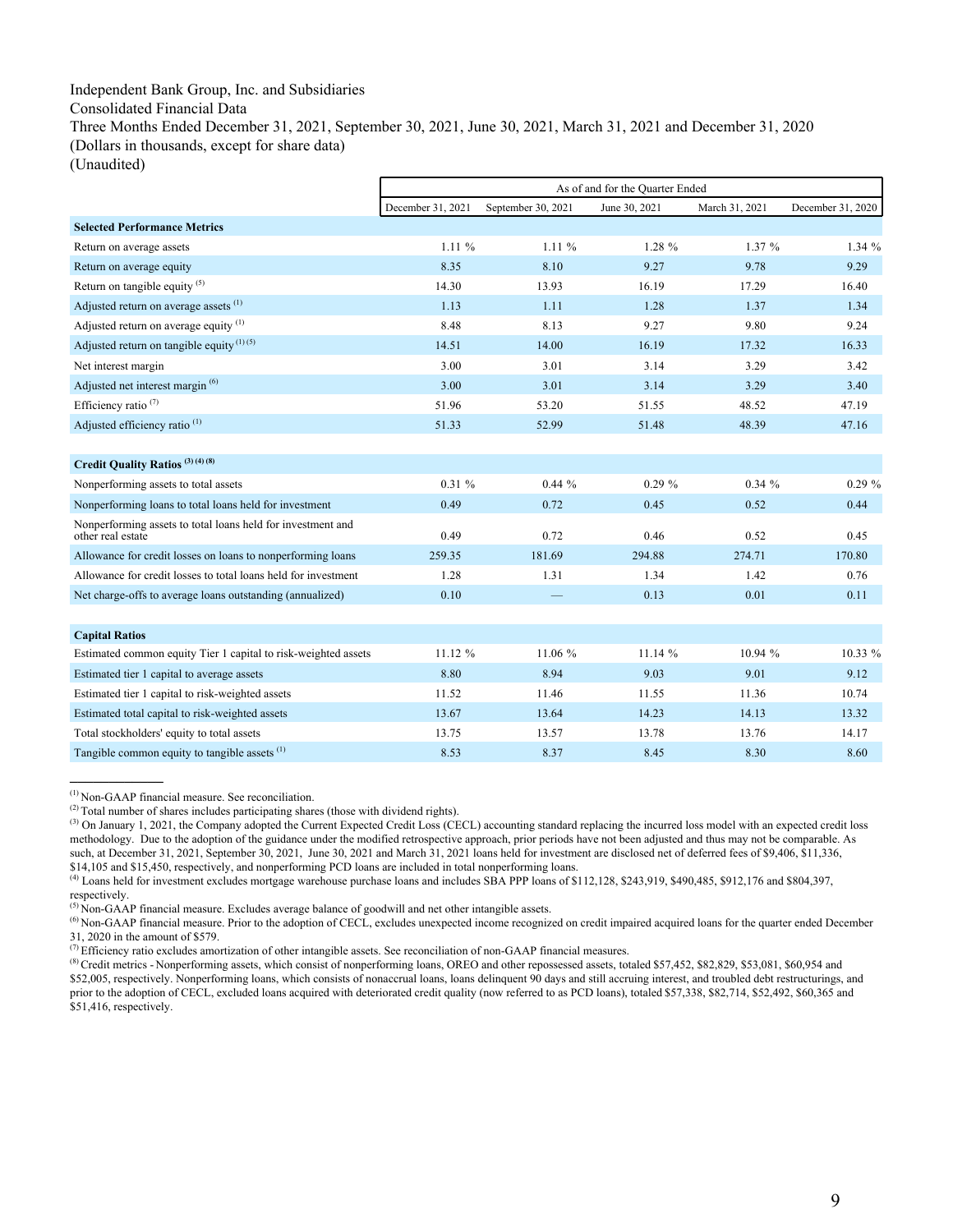Independent Bank Group, Inc. and Subsidiaries
Consolidated Financial Data
Three Months Ended December 31, 2021, September 30, 2021, June 30, 2021, March 31, 2021 and December 31, 2020
(Dollars in thousands, except for share data)
(Unaudited)

| | As of and for the Quarter Ended | | | | |
|---|---|---|---|---|---|
| | December 31, 2021 | September 30, 2021 | June 30, 2021 | March 31, 2021 | December 31, 2020 |
| **Selected Performance Metrics** | | | | | |
| Return on average assets | 1.11 % | 1.11 % | 1.28 % | 1.37 % | 1.34 % |
| Return on average equity | 8.35 | 8.10 | 9.27 | 9.78 | 9.29 |
| Return on tangible equity [5] | 14.30 | 13.93 | 16.19 | 17.29 | 16.40 |
| Adjusted return on average assets [1] | 1.13 | 1.11 | 1.28 | 1.37 | 1.34 |
| Adjusted return on average equity [1] | 8.48 | 8.13 | 9.27 | 9.80 | 9.24 |
| Adjusted return on tangible equity [1] [5] | 14.51 | 14.00 | 16.19 | 17.32 | 16.33 |
| Net interest margin | 3.00 | 3.01 | 3.14 | 3.29 | 3.42 |
| Adjusted net interest margin [6] | 3.00 | 3.01 | 3.14 | 3.29 | 3.40 |
| Efficiency ratio [7] | 51.96 | 53.20 | 51.55 | 48.52 | 47.19 |
| Adjusted efficiency ratio [1] | 51.33 | 52.99 | 51.48 | 48.39 | 47.16 |
| | | | | | |
| **Credit Quality Ratios [3] [4] [8]** | | | | | |
| Nonperforming assets to total assets | 0.31 % | 0.44 % | 0.29 % | 0.34 % | 0.29 % |
| Nonperforming loans to total loans held for investment | 0.49 | 0.72 | 0.45 | 0.52 | 0.44 |
| Nonperforming assets to total loans held for investment and other real estate | 0.49 | 0.72 | 0.46 | 0.52 | 0.45 |
| Allowance for credit losses on loans to nonperforming loans | 259.35 | 181.69 | 294.88 | 274.71 | 170.80 |
| Allowance for credit losses to total loans held for investment | 1.28 | 1.31 | 1.34 | 1.42 | 0.76 |
| Net charge-offs to average loans outstanding (annualized) | 0.10 | — | 0.13 | 0.01 | 0.11 |
| | | | | | |
| **Capital Ratios** | | | | | |
| Estimated common equity Tier 1 capital to risk-weighted assets | 11.12 % | 11.06 % | 11.14 % | 10.94 % | 10.33 % |
| Estimated tier 1 capital to average assets | 8.80 | 8.94 | 9.03 | 9.01 | 9.12 |
| Estimated tier 1 capital to risk-weighted assets | 11.52 | 11.46 | 11.55 | 11.36 | 10.74 |
| Estimated total capital to risk-weighted assets | 13.67 | 13.64 | 14.23 | 14.13 | 13.32 |
| Total stockholders' equity to total assets | 13.75 | 13.57 | 13.78 | 13.76 | 14.17 |
| Tangible common equity to tangible assets [1] | 8.53 | 8.37 | 8.45 | 8.30 | 8.60 |

[1] Non-GAAP financial measure. See reconciliation.
[2] Total number of shares includes participating shares (those with dividend rights).
[3] On January 1, 2021, the Company adopted the Current Expected Credit Loss (CECL) accounting standard replacing the incurred loss model with an expected credit loss methodology. Due to the adoption of the guidance under the modified retrospective approach, prior periods have not been adjusted and thus may not be comparable. As such, at December 31, 2021, September 30, 2021, June 30, 2021 and March 31, 2021 loans held for investment are disclosed net of deferred fees of $9,406, $11,336, $14,105 and $15,450, respectively, and nonperforming PCD loans are included in total nonperforming loans.
[4] Loans held for investment excludes mortgage warehouse purchase loans and includes SBA PPP loans of $112,128, $243,919, $490,485, $912,176 and $804,397, respectively.
[5] Non-GAAP financial measure. Excludes average balance of goodwill and net other intangible assets.
[6] Non-GAAP financial measure. Prior to the adoption of CECL, excludes unexpected income recognized on credit impaired acquired loans for the quarter ended December 31, 2020 in the amount of $579.
[7] Efficiency ratio excludes amortization of other intangible assets. See reconciliation of non-GAAP financial measures.
[8] Credit metrics - Nonperforming assets, which consist of nonperforming loans, OREO and other repossessed assets, totaled $57,452, $82,829, $53,081, $60,954 and $52,005, respectively. Nonperforming loans, which consists of nonaccrual loans, loans delinquent 90 days and still accruing interest, and troubled debt restructurings, and prior to the adoption of CECL, excluded loans acquired with deteriorated credit quality (now referred to as PCD loans), totaled $57,338, $82,714, $52,492, $60,365 and $51,416, respectively.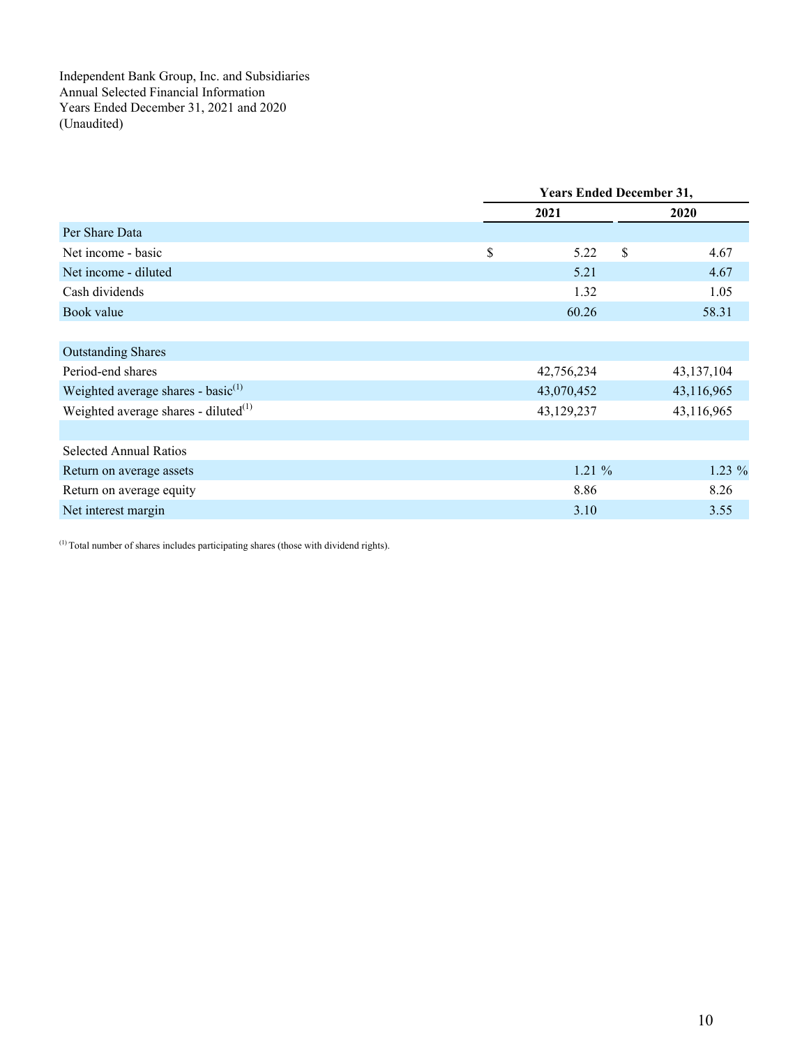Independent Bank Group, Inc. and Subsidiaries
Annual Selected Financial Information
Years Ended December 31, 2021 and 2020
(Unaudited)

| | Years Ended December 31, | |
|---|---|---|
| | 2021 | 2020 |
| Per Share Data | | |
| Net income - basic | $ 5.22 | $ 4.67 |
| Net income - diluted | 5.21 | 4.67 |
| Cash dividends | 1.32 | 1.05 |
| Book value | 60.26 | 58.31 |
| | | |
| Outstanding Shares | | |
| Period-end shares | 42,756,234 | 43,137,104 |
| Weighted average shares - basic[(1)] | 43,070,452 | 43,116,965 |
| Weighted average shares - diluted[(1)] | 43,129,237 | 43,116,965 |
| | | |
| Selected Annual Ratios | | |
| Return on average assets | 1.21 % | 1.23 % |
| Return on average equity | 8.86 | 8.26 |
| Net interest margin | 3.10 | 3.55 |

[(1)] Total number of shares includes participating shares (those with dividend rights).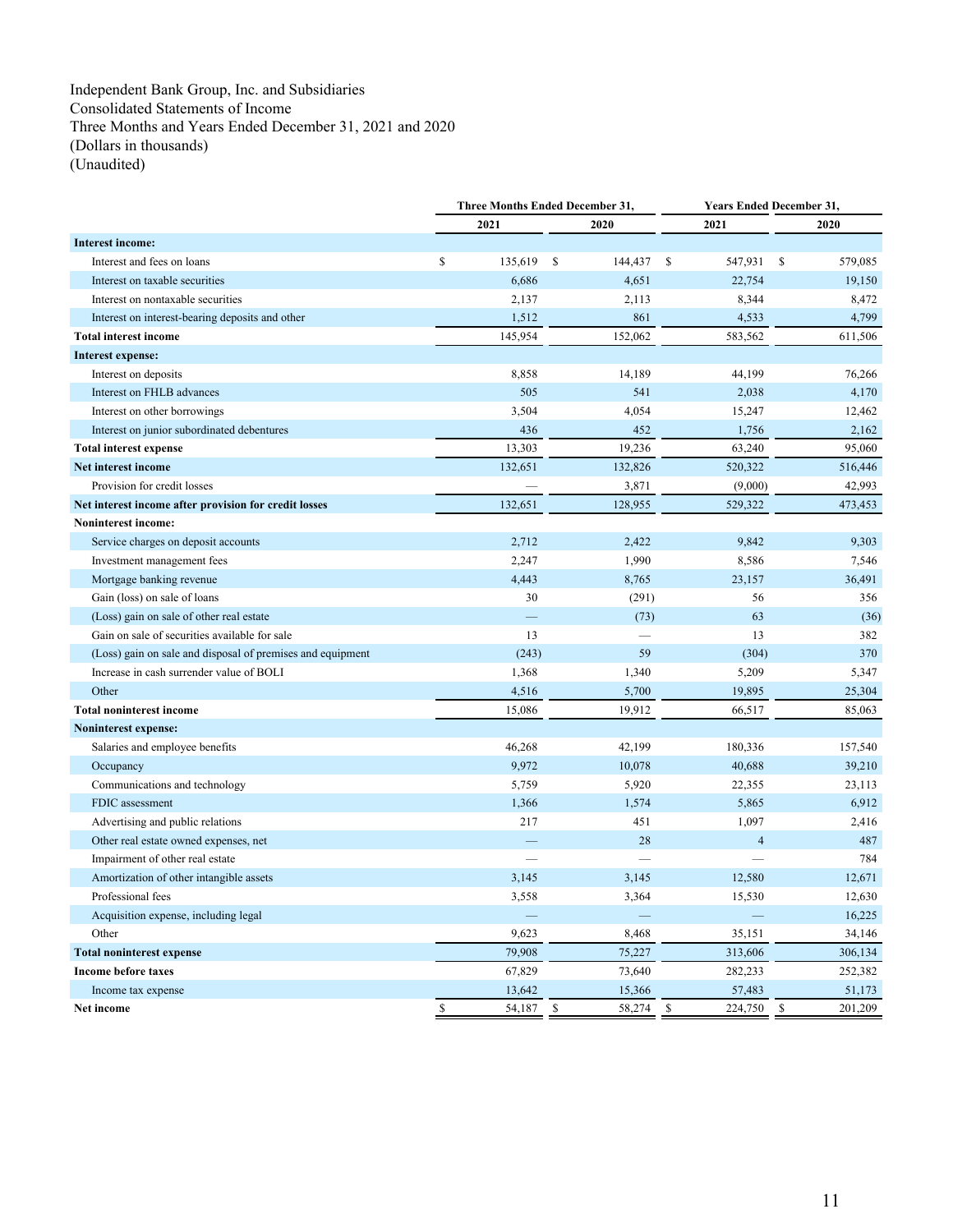Independent Bank Group, Inc. and Subsidiaries
Consolidated Statements of Income
Three Months and Years Ended December 31, 2021 and 2020
(Dollars in thousands)
(Unaudited)

| | Three Months Ended December 31, | | Years Ended December 31, | |
|---|---|---|---|---|
| | 2021 | 2020 | 2021 | 2020 |
| **Interest income:** | | | | |
| Interest and fees on loans | $ 135,619 | $ 144,437 | $ 547,931 | $ 579,085 |
| Interest on taxable securities | 6,686 | 4,651 | 22,754 | 19,150 |
| Interest on nontaxable securities | 2,137 | 2,113 | 8,344 | 8,472 |
| Interest on interest-bearing deposits and other | 1,512 | 861 | 4,533 | 4,799 |
| **Total interest income** | 145,954 | 152,062 | 583,562 | 611,506 |
| **Interest expense:** | | | | |
| Interest on deposits | 8,858 | 14,189 | 44,199 | 76,266 |
| Interest on FHLB advances | 505 | 541 | 2,038 | 4,170 |
| Interest on other borrowings | 3,504 | 4,054 | 15,247 | 12,462 |
| Interest on junior subordinated debentures | 436 | 452 | 1,756 | 2,162 |
| **Total interest expense** | 13,303 | 19,236 | 63,240 | 95,060 |
| **Net interest income** | 132,651 | 132,826 | 520,322 | 516,446 |
| Provision for credit losses | — | 3,871 | (9,000) | 42,993 |
| **Net interest income after provision for credit losses** | 132,651 | 128,955 | 529,322 | 473,453 |
| **Noninterest income:** | | | | |
| Service charges on deposit accounts | 2,712 | 2,422 | 9,842 | 9,303 |
| Investment management fees | 2,247 | 1,990 | 8,586 | 7,546 |
| Mortgage banking revenue | 4,443 | 8,765 | 23,157 | 36,491 |
| Gain (loss) on sale of loans | 30 | (291) | 56 | 356 |
| (Loss) gain on sale of other real estate | — | (73) | 63 | (36) |
| Gain on sale of securities available for sale | 13 | — | 13 | 382 |
| (Loss) gain on sale and disposal of premises and equipment | (243) | 59 | (304) | 370 |
| Increase in cash surrender value of BOLI | 1,368 | 1,340 | 5,209 | 5,347 |
| Other | 4,516 | 5,700 | 19,895 | 25,304 |
| **Total noninterest income** | 15,086 | 19,912 | 66,517 | 85,063 |
| **Noninterest expense:** | | | | |
| Salaries and employee benefits | 46,268 | 42,199 | 180,336 | 157,540 |
| Occupancy | 9,972 | 10,078 | 40,688 | 39,210 |
| Communications and technology | 5,759 | 5,920 | 22,355 | 23,113 |
| FDIC assessment | 1,366 | 1,574 | 5,865 | 6,912 |
| Advertising and public relations | 217 | 451 | 1,097 | 2,416 |
| Other real estate owned expenses, net | — | 28 | 4 | 487 |
| Impairment of other real estate | — | — | — | 784 |
| Amortization of other intangible assets | 3,145 | 3,145 | 12,580 | 12,671 |
| Professional fees | 3,558 | 3,364 | 15,530 | 12,630 |
| Acquisition expense, including legal | — | — | — | 16,225 |
| Other | 9,623 | 8,468 | 35,151 | 34,146 |
| **Total noninterest expense** | 79,908 | 75,227 | 313,606 | 306,134 |
| **Income before taxes** | 67,829 | 73,640 | 282,233 | 252,382 |
| Income tax expense | 13,642 | 15,366 | 57,483 | 51,173 |
| **Net income** | $ 54,187 | $ 58,274 | $ 224,750 | $ 201,209 |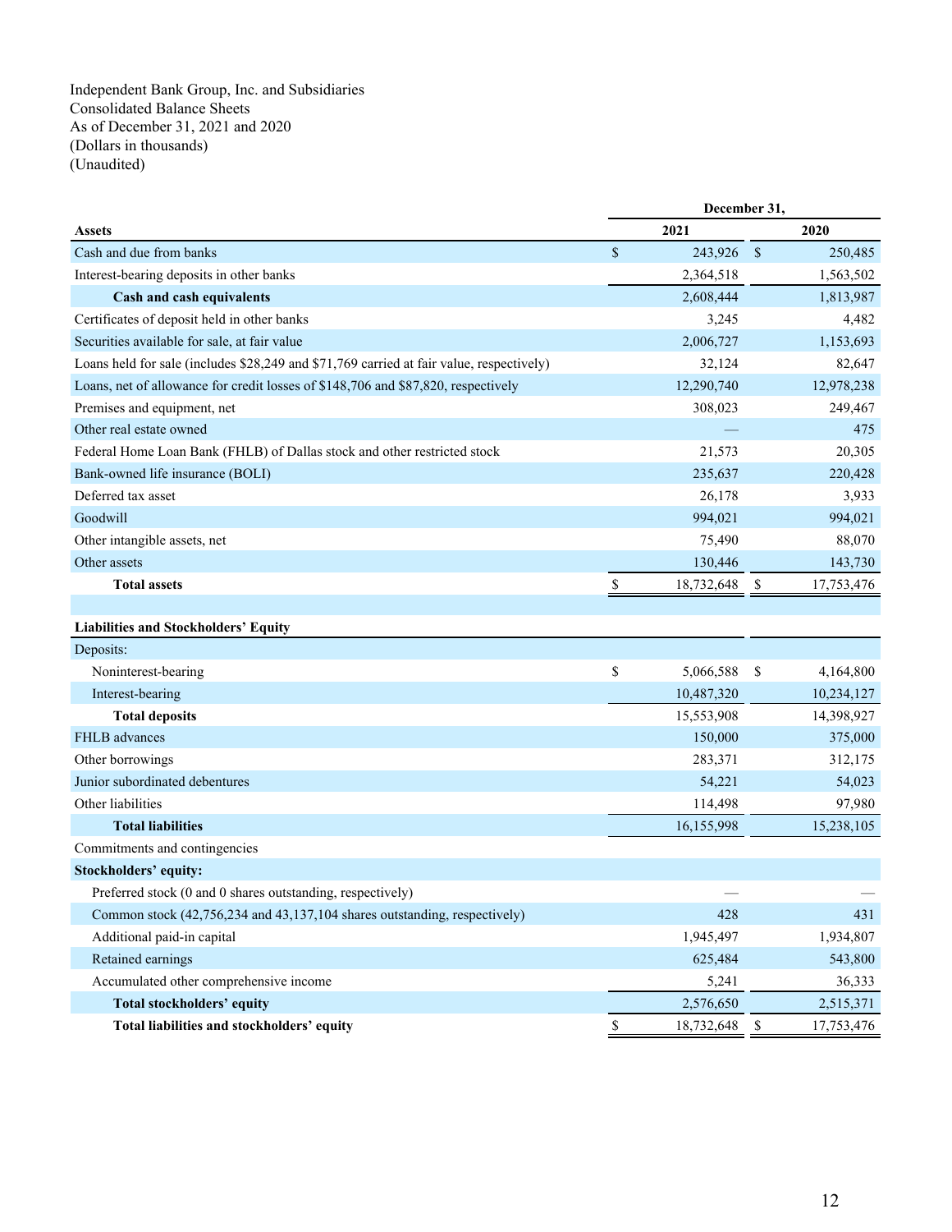Independent Bank Group, Inc. and Subsidiaries
Consolidated Balance Sheets
As of December 31, 2021 and 2020
(Dollars in thousands)
(Unaudited)

| | December 31, | |
|---|---|---|
| **Assets** | **2021** | **2020** |
| Cash and due from banks | $ 243,926 | $ 250,485 |
| Interest-bearing deposits in other banks | 2,364,518 | 1,563,502 |
| **Cash and cash equivalents** | 2,608,444 | 1,813,987 |
| Certificates of deposit held in other banks | 3,245 | 4,482 |
| Securities available for sale, at fair value | 2,006,727 | 1,153,693 |
| Loans held for sale (includes $28,249 and $71,769 carried at fair value, respectively) | 32,124 | 82,647 |
| Loans, net of allowance for credit losses of $148,706 and $87,820, respectively | 12,290,740 | 12,978,238 |
| Premises and equipment, net | 308,023 | 249,467 |
| Other real estate owned | — | 475 |
| Federal Home Loan Bank (FHLB) of Dallas stock and other restricted stock | 21,573 | 20,305 |
| Bank-owned life insurance (BOLI) | 235,637 | 220,428 |
| Deferred tax asset | 26,178 | 3,933 |
| Goodwill | 994,021 | 994,021 |
| Other intangible assets, net | 75,490 | 88,070 |
| Other assets | 130,446 | 143,730 |
| **Total assets** | $ 18,732,648 | $ 17,753,476 |
| | | |
| **Liabilities and Stockholders' Equity** | | |
| Deposits: | | |
| Noninterest-bearing | $ 5,066,588 | $ 4,164,800 |
| Interest-bearing | 10,487,320 | 10,234,127 |
| **Total deposits** | 15,553,908 | 14,398,927 |
| FHLB advances | 150,000 | 375,000 |
| Other borrowings | 283,371 | 312,175 |
| Junior subordinated debentures | 54,221 | 54,023 |
| Other liabilities | 114,498 | 97,980 |
| **Total liabilities** | 16,155,998 | 15,238,105 |
| Commitments and contingencies | | |
| **Stockholders' equity:** | | |
| Preferred stock (0 and 0 shares outstanding, respectively) | — | — |
| Common stock (42,756,234 and 43,137,104 shares outstanding, respectively) | 428 | 431 |
| Additional paid-in capital | 1,945,497 | 1,934,807 |
| Retained earnings | 625,484 | 543,800 |
| Accumulated other comprehensive income | 5,241 | 36,333 |
| **Total stockholders' equity** | 2,576,650 | 2,515,371 |
| **Total liabilities and stockholders' equity** | $ 18,732,648 | $ 17,753,476 |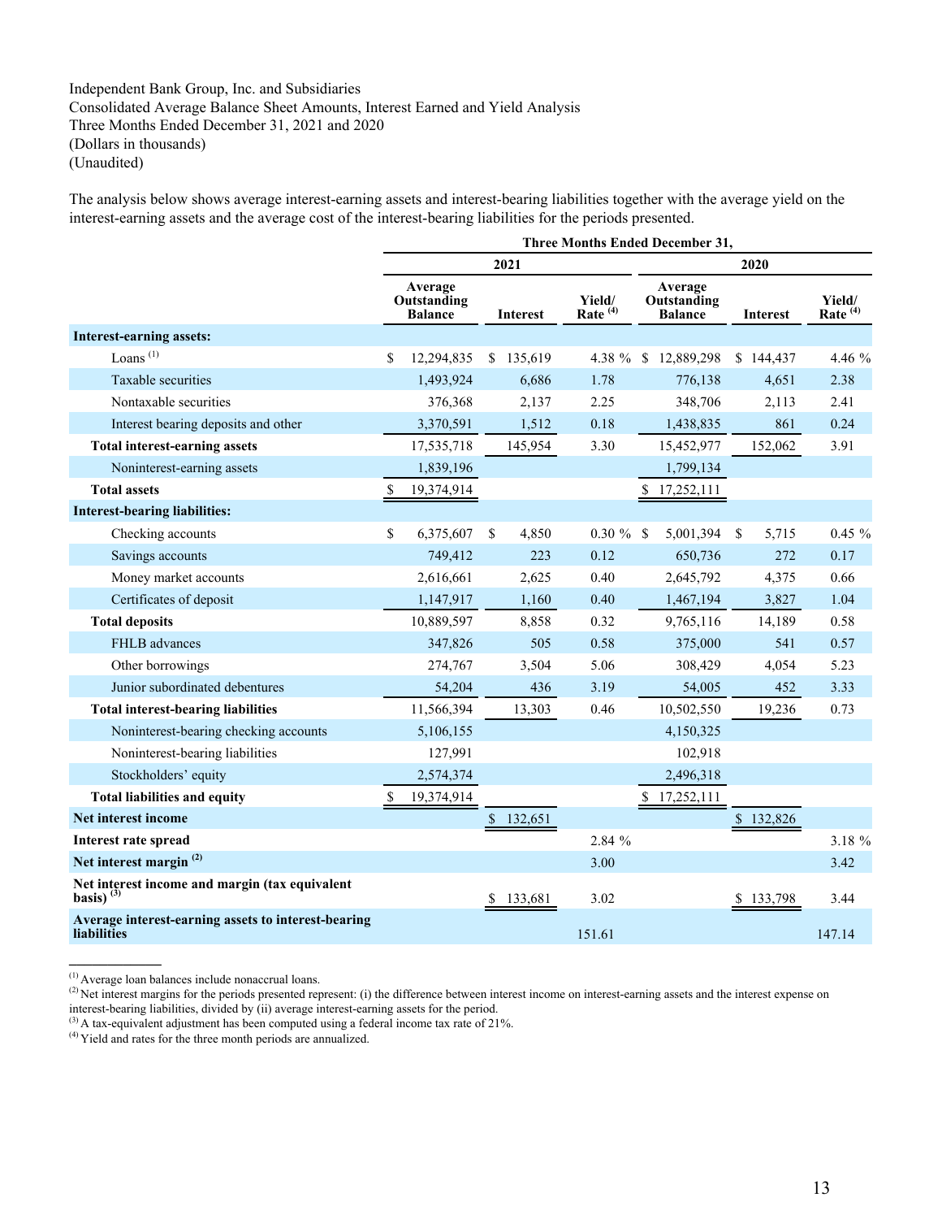Independent Bank Group, Inc. and Subsidiaries
Consolidated Average Balance Sheet Amounts, Interest Earned and Yield Analysis
Three Months Ended December 31, 2021 and 2020
(Dollars in thousands)
(Unaudited)

The analysis below shows average interest-earning assets and interest-bearing liabilities together with the average yield on the interest-earning assets and the average cost of the interest-bearing liabilities for the periods presented.

| | Three Months Ended December 31, | | | | | |
|---|---|---|---|---|---|---|
| | 2021 | | | 2020 | | |
| | Average Outstanding Balance | Interest | Yield/ Rate [4] | Average Outstanding Balance | Interest | Yield/ Rate [4] |
| **Interest-earning assets:** | | | | | | |
| Loans [1] | $ 12,294,835 | $ 135,619 | 4.38 % | $ 12,889,298 | $ 144,437 | 4.46 % |
| Taxable securities | 1,493,924 | 6,686 | 1.78 | 776,138 | 4,651 | 2.38 |
| Nontaxable securities | 376,368 | 2,137 | 2.25 | 348,706 | 2,113 | 2.41 |
| Interest bearing deposits and other | 3,370,591 | 1,512 | 0.18 | 1,438,835 | 861 | 0.24 |
| **Total interest-earning assets** | 17,535,718 | 145,954 | 3.30 | 15,452,977 | 152,062 | 3.91 |
| Noninterest-earning assets | 1,839,196 | | | 1,799,134 | | |
| **Total assets** | $ 19,374,914 | | | $ 17,252,111 | | |
| **Interest-bearing liabilities:** | | | | | | |
| Checking accounts | $ 6,375,607 | $ 4,850 | 0.30 % | $ 5,001,394 | $ 5,715 | 0.45 % |
| Savings accounts | 749,412 | 223 | 0.12 | 650,736 | 272 | 0.17 |
| Money market accounts | 2,616,661 | 2,625 | 0.40 | 2,645,792 | 4,375 | 0.66 |
| Certificates of deposit | 1,147,917 | 1,160 | 0.40 | 1,467,194 | 3,827 | 1.04 |
| **Total deposits** | 10,889,597 | 8,858 | 0.32 | 9,765,116 | 14,189 | 0.58 |
| FHLB advances | 347,826 | 505 | 0.58 | 375,000 | 541 | 0.57 |
| Other borrowings | 274,767 | 3,504 | 5.06 | 308,429 | 4,054 | 5.23 |
| Junior subordinated debentures | 54,204 | 436 | 3.19 | 54,005 | 452 | 3.33 |
| **Total interest-bearing liabilities** | 11,566,394 | 13,303 | 0.46 | 10,502,550 | 19,236 | 0.73 |
| Noninterest-bearing checking accounts | 5,106,155 | | | 4,150,325 | | |
| Noninterest-bearing liabilities | 127,991 | | | 102,918 | | |
| Stockholders' equity | 2,574,374 | | | 2,496,318 | | |
| **Total liabilities and equity** | $ 19,374,914 | | | $ 17,252,111 | | |
| **Net interest income** | | $ 132,651 | | | $ 132,826 | |
| **Interest rate spread** | | | 2.84 % | | | 3.18 % |
| **Net interest margin** [2] | | | 3.00 | | | 3.42 |
| **Net interest income and margin (tax equivalent basis)** [3] | | $ 133,681 | 3.02 | | $ 133,798 | 3.44 |
| **Average interest-earning assets to interest-bearing liabilities** | | | 151.61 | | | 147.14 |

[1] Average loan balances include nonaccrual loans.
[2] Net interest margins for the periods presented represent: (i) the difference between interest income on interest-earning assets and the interest expense on interest-bearing liabilities, divided by (ii) average interest-earning assets for the period.
[3] A tax-equivalent adjustment has been computed using a federal income tax rate of 21%.
[4] Yield and rates for the three month periods are annualized.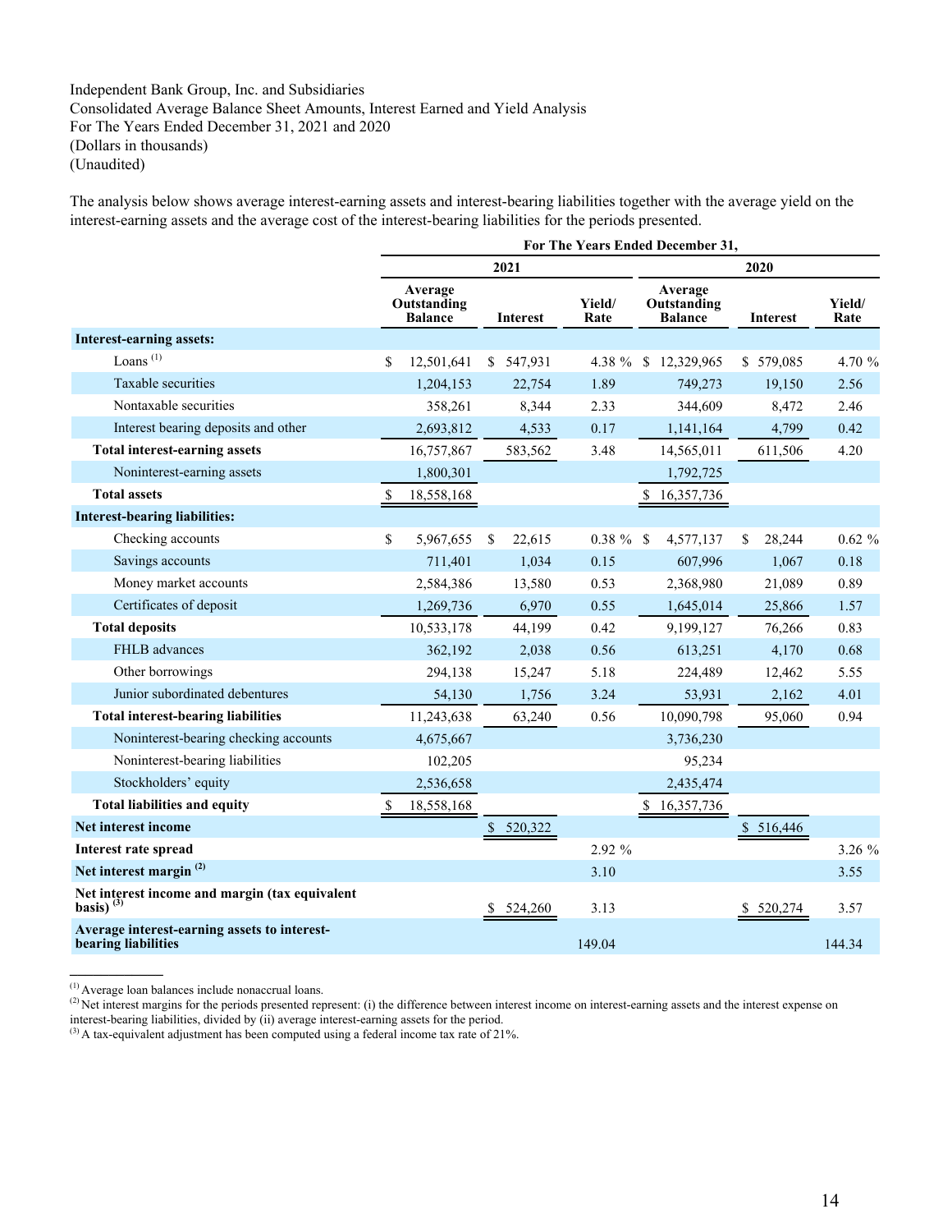Independent Bank Group, Inc. and Subsidiaries
Consolidated Average Balance Sheet Amounts, Interest Earned and Yield Analysis
For The Years Ended December 31, 2021 and 2020
(Dollars in thousands)
(Unaudited)

The analysis below shows average interest-earning assets and interest-bearing liabilities together with the average yield on the interest-earning assets and the average cost of the interest-bearing liabilities for the periods presented.

| | For The Years Ended December 31, | | | | | |
|---|---|---|---|---|---|---|
| | 2021 | | | 2020 | | |
| | Average Outstanding Balance | Interest | Yield/ Rate | Average Outstanding Balance | Interest | Yield/ Rate |
| **Interest-earning assets:** | | | | | | |
| Loans [(1)] | $ 12,501,641 | $ 547,931 | 4.38 % | $ 12,329,965 | $ 579,085 | 4.70 % |
| Taxable securities | 1,204,153 | 22,754 | 1.89 | 749,273 | 19,150 | 2.56 |
| Nontaxable securities | 358,261 | 8,344 | 2.33 | 344,609 | 8,472 | 2.46 |
| Interest bearing deposits and other | 2,693,812 | 4,533 | 0.17 | 1,141,164 | 4,799 | 0.42 |
| **Total interest-earning assets** | 16,757,867 | 583,562 | 3.48 | 14,565,011 | 611,506 | 4.20 |
| Noninterest-earning assets | 1,800,301 | | | 1,792,725 | | |
| **Total assets** | $ 18,558,168 | | | $ 16,357,736 | | |
| **Interest-bearing liabilities:** | | | | | | |
| Checking accounts | $ 5,967,655 | $ 22,615 | 0.38 % | $ 4,577,137 | $ 28,244 | 0.62 % |
| Savings accounts | 711,401 | 1,034 | 0.15 | 607,996 | 1,067 | 0.18 |
| Money market accounts | 2,584,386 | 13,580 | 0.53 | 2,368,980 | 21,089 | 0.89 |
| Certificates of deposit | 1,269,736 | 6,970 | 0.55 | 1,645,014 | 25,866 | 1.57 |
| **Total deposits** | 10,533,178 | 44,199 | 0.42 | 9,199,127 | 76,266 | 0.83 |
| FHLB advances | 362,192 | 2,038 | 0.56 | 613,251 | 4,170 | 0.68 |
| Other borrowings | 294,138 | 15,247 | 5.18 | 224,489 | 12,462 | 5.55 |
| Junior subordinated debentures | 54,130 | 1,756 | 3.24 | 53,931 | 2,162 | 4.01 |
| **Total interest-bearing liabilities** | 11,243,638 | 63,240 | 0.56 | 10,090,798 | 95,060 | 0.94 |
| Noninterest-bearing checking accounts | 4,675,667 | | | 3,736,230 | | |
| Noninterest-bearing liabilities | 102,205 | | | 95,234 | | |
| Stockholders' equity | 2,536,658 | | | 2,435,474 | | |
| **Total liabilities and equity** | $ 18,558,168 | | | $ 16,357,736 | | |
| **Net interest income** | | $ 520,322 | | | $ 516,446 | |
| **Interest rate spread** | | | 2.92 % | | | 3.26 % |
| **Net interest margin** [(2)] | | | 3.10 | | | 3.55 |
| **Net interest income and margin (tax equivalent basis)** [(3)] | | $ 524,260 | 3.13 | | $ 520,274 | 3.57 |
| **Average interest-earning assets to interest-bearing liabilities** | | | 149.04 | | | 144.34 |

[(1)] Average loan balances include nonaccrual loans.
[(2)] Net interest margins for the periods presented represent: (i) the difference between interest income on interest-earning assets and the interest expense on interest-bearing liabilities, divided by (ii) average interest-earning assets for the period.
[(3)] A tax-equivalent adjustment has been computed using a federal income tax rate of 21%.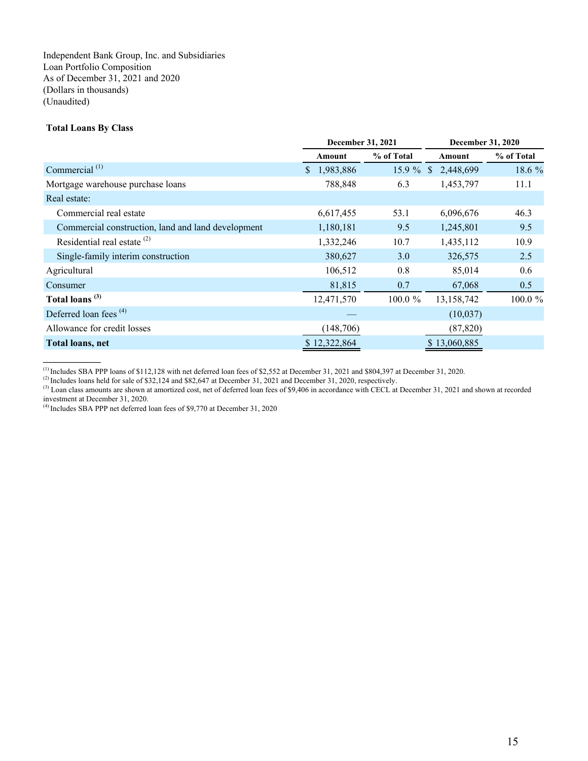Independent Bank Group, Inc. and Subsidiaries
Loan Portfolio Composition
As of December 31, 2021 and 2020
(Dollars in thousands)
(Unaudited)

**Total Loans By Class**

| | December 31, 2021 | | December 31, 2020 | |
|---|---|---|---|---|
| | Amount | % of Total | Amount | % of Total |
| Commercial [(1)] | $ 1,983,886 | 15.9 % | $ 2,448,699 | 18.6 % |
| Mortgage warehouse purchase loans | 788,848 | 6.3 | 1,453,797 | 11.1 |
| Real estate: | | | | |
| Commercial real estate | 6,617,455 | 53.1 | 6,096,676 | 46.3 |
| Commercial construction, land and land development | 1,180,181 | 9.5 | 1,245,801 | 9.5 |
| Residential real estate [(2)] | 1,332,246 | 10.7 | 1,435,112 | 10.9 |
| Single-family interim construction | 380,627 | 3.0 | 326,575 | 2.5 |
| Agricultural | 106,512 | 0.8 | 85,014 | 0.6 |
| Consumer | 81,815 | 0.7 | 67,068 | 0.5 |
| **Total loans [(3)]** | 12,471,570 | 100.0 % | 13,158,742 | 100.0 % |
| Deferred loan fees [(4)] | — | | (10,037) | |
| Allowance for credit losses | (148,706) | | (87,820) | |
| **Total loans, net** | $ 12,322,864 | | $ 13,060,885 | |

[(1)] Includes SBA PPP loans of $112,128 with net deferred loan fees of $2,552 at December 31, 2021 and $804,397 at December 31, 2020.
[(2)] Includes loans held for sale of $32,124 and $82,647 at December 31, 2021 and December 31, 2020, respectively.
[(3)] Loan class amounts are shown at amortized cost, net of deferred loan fees of $9,406 in accordance with CECL at December 31, 2021 and shown at recorded investment at December 31, 2020.
[(4)] Includes SBA PPP net deferred loan fees of $9,770 at December 31, 2020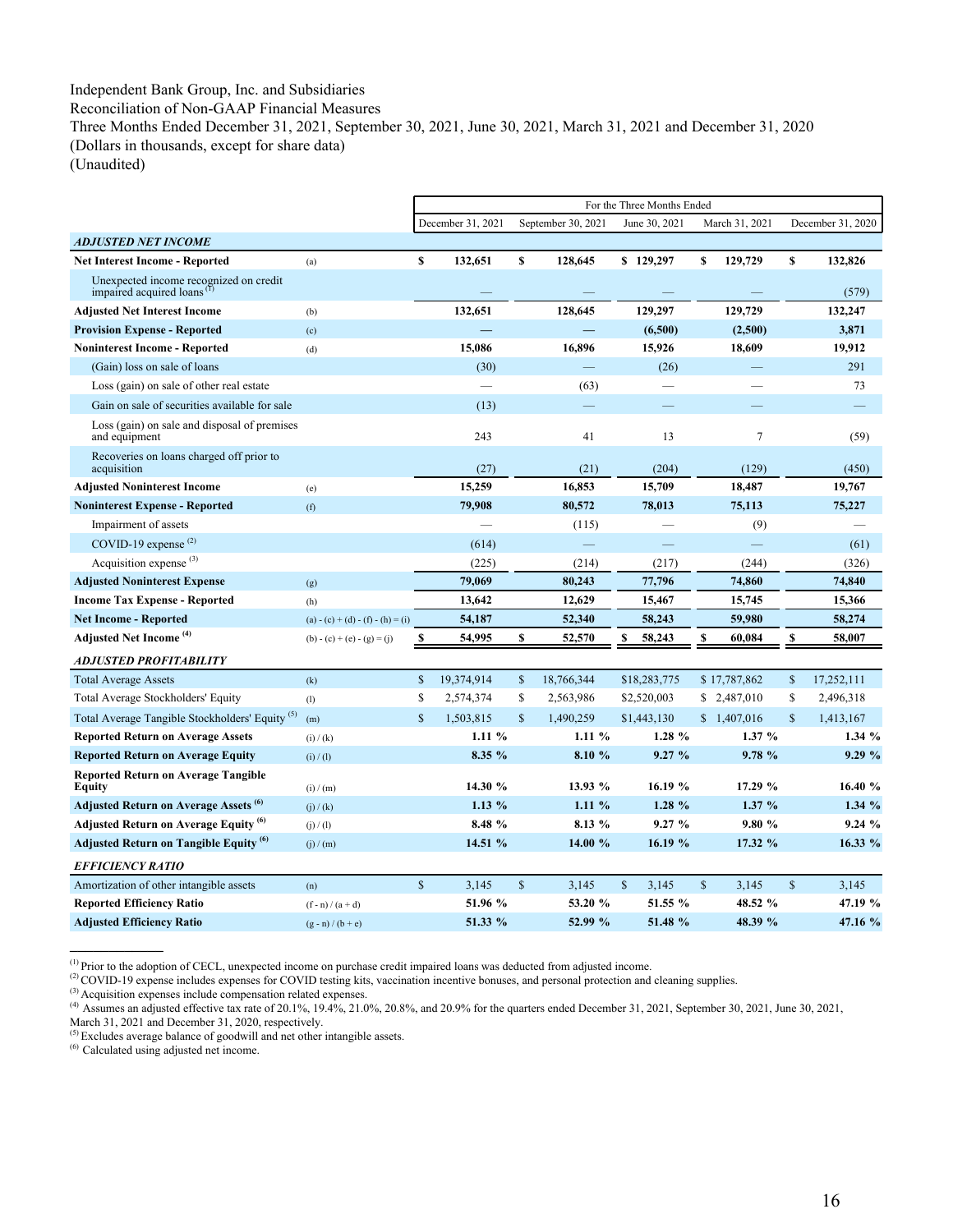Independent Bank Group, Inc. and Subsidiaries
Reconciliation of Non-GAAP Financial Measures
Three Months Ended December 31, 2021, September 30, 2021, June 30, 2021, March 31, 2021 and December 31, 2020
(Dollars in thousands, except for share data)
(Unaudited)

| | | For the Three Months Ended | | | | |
|---|---|---|---|---|---|---|
| | | December 31, 2021 | September 30, 2021 | June 30, 2021 | March 31, 2021 | December 31, 2020 |
| ***ADJUSTED NET INCOME*** | | | | | | |
| **Net Interest Income - Reported** | (a) | $ 132,651 | $ 128,645 | $ 129,297 | $ 129,729 | $ 132,826 |
| Unexpected income recognized on credit impaired acquired loans [1] | | — | — | — | — | (579) |
| **Adjusted Net Interest Income** | (b) | 132,651 | 128,645 | 129,297 | 129,729 | 132,247 |
| **Provision Expense - Reported** | (c) | — | — | (6,500) | (2,500) | 3,871 |
| **Noninterest Income - Reported** | (d) | 15,086 | 16,896 | 15,926 | 18,609 | 19,912 |
| (Gain) loss on sale of loans | | (30) | — | (26) | — | 291 |
| Loss (gain) on sale of other real estate | | — | (63) | — | — | 73 |
| Gain on sale of securities available for sale | | (13) | — | — | — | — |
| Loss (gain) on sale and disposal of premises and equipment | | 243 | 41 | 13 | 7 | (59) |
| Recoveries on loans charged off prior to acquisition | | (27) | (21) | (204) | (129) | (450) |
| **Adjusted Noninterest Income** | (e) | 15,259 | 16,853 | 15,709 | 18,487 | 19,767 |
| **Noninterest Expense - Reported** | (f) | 79,908 | 80,572 | 78,013 | 75,113 | 75,227 |
| Impairment of assets | | — | (115) | — | (9) | — |
| COVID-19 expense [2] | | (614) | — | — | — | (61) |
| Acquisition expense [3] | | (225) | (214) | (217) | (244) | (326) |
| **Adjusted Noninterest Expense** | (g) | 79,069 | 80,243 | 77,796 | 74,860 | 74,840 |
| **Income Tax Expense - Reported** | (h) | 13,642 | 12,629 | 15,467 | 15,745 | 15,366 |
| **Net Income - Reported** | (a) - (c) + (d) - (f) - (h) = (i) | 54,187 | 52,340 | 58,243 | 59,980 | 58,274 |
| **Adjusted Net Income [4]** | (b) - (c) + (e) - (g) = (j) | $ 54,995 | $ 52,570 | $ 58,243 | $ 60,084 | $ 58,007 |
| ***ADJUSTED PROFITABILITY*** | | | | | | |
| Total Average Assets | (k) | $ 19,374,914 | $ 18,766,344 | $18,283,775 | $ 17,787,862 | $ 17,252,111 |
| Total Average Stockholders' Equity | (l) | $ 2,574,374 | $ 2,563,986 | $2,520,003 | $ 2,487,010 | $ 2,496,318 |
| Total Average Tangible Stockholders' Equity [5] | (m) | $ 1,503,815 | $ 1,490,259 | $1,443,130 | $ 1,407,016 | $ 1,413,167 |
| **Reported Return on Average Assets** | (i) / (k) | 1.11 % | 1.11 % | 1.28 % | 1.37 % | 1.34 % |
| **Reported Return on Average Equity** | (i) / (l) | 8.35 % | 8.10 % | 9.27 % | 9.78 % | 9.29 % |
| **Reported Return on Average Tangible Equity** | (i) / (m) | 14.30 % | 13.93 % | 16.19 % | 17.29 % | 16.40 % |
| **Adjusted Return on Average Assets [6]** | (j) / (k) | 1.13 % | 1.11 % | 1.28 % | 1.37 % | 1.34 % |
| **Adjusted Return on Average Equity [6]** | (j) / (l) | 8.48 % | 8.13 % | 9.27 % | 9.80 % | 9.24 % |
| **Adjusted Return on Tangible Equity [6]** | (j) / (m) | 14.51 % | 14.00 % | 16.19 % | 17.32 % | 16.33 % |
| ***EFFICIENCY RATIO*** | | | | | | |
| Amortization of other intangible assets | (n) | $ 3,145 | $ 3,145 | $ 3,145 | $ 3,145 | $ 3,145 |
| **Reported Efficiency Ratio** | (f - n) / (a + d) | 51.96 % | 53.20 % | 51.55 % | 48.52 % | 47.19 % |
| **Adjusted Efficiency Ratio** | (g - n) / (b + e) | 51.33 % | 52.99 % | 51.48 % | 48.39 % | 47.16 % |

---

[1] Prior to the adoption of CECL, unexpected income on purchase credit impaired loans was deducted from adjusted income.
[2] COVID-19 expense includes expenses for COVID testing kits, vaccination incentive bonuses, and personal protection and cleaning supplies.
[3] Acquisition expenses include compensation related expenses.
[4] Assumes an adjusted effective tax rate of 20.1%, 19.4%, 21.0%, 20.8%, and 20.9% for the quarters ended December 31, 2021, September 30, 2021, June 30, 2021, March 31, 2021 and December 31, 2020, respectively.
[5] Excludes average balance of goodwill and net other intangible assets.
[6] Calculated using adjusted net income.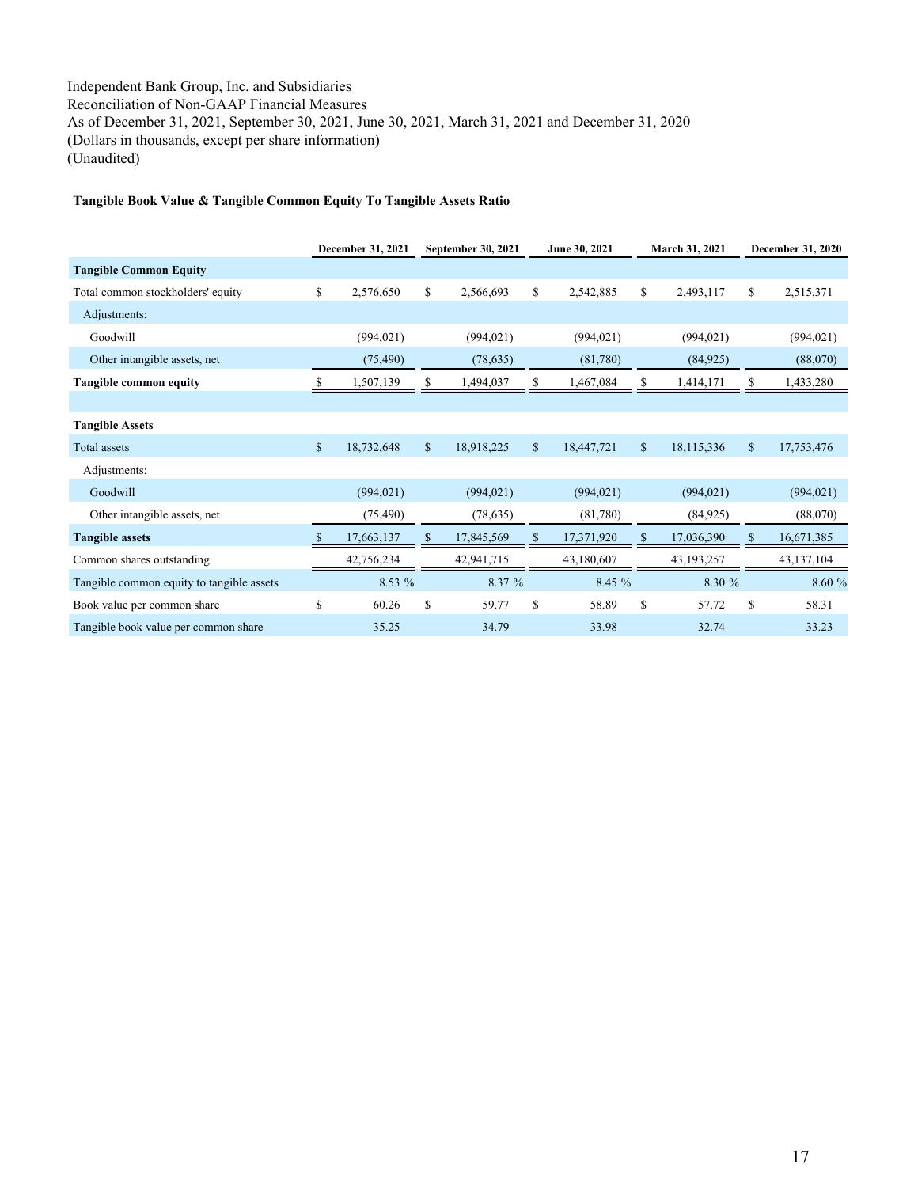Independent Bank Group, Inc. and Subsidiaries
Reconciliation of Non-GAAP Financial Measures
As of December 31, 2021, September 30, 2021, June 30, 2021, March 31, 2021 and December 31, 2020
(Dollars in thousands, except per share information)
(Unaudited)

**Tangible Book Value & Tangible Common Equity To Tangible Assets Ratio**

| | December 31, 2021 | September 30, 2021 | June 30, 2021 | March 31, 2021 | December 31, 2020 |
|---|---|---|---|---|---|
| **Tangible Common Equity** | | | | | |
| Total common stockholders' equity | $ 2,576,650 | $ 2,566,693 | $ 2,542,885 | $ 2,493,117 | $ 2,515,371 |
| Adjustments: | | | | | |
| Goodwill | (994,021) | (994,021) | (994,021) | (994,021) | (994,021) |
| Other intangible assets, net | (75,490) | (78,635) | (81,780) | (84,925) | (88,070) |
| **Tangible common equity** | $ 1,507,139 | $ 1,494,037 | $ 1,467,084 | $ 1,414,171 | $ 1,433,280 |
| | | | | | |
| **Tangible Assets** | | | | | |
| Total assets | $ 18,732,648 | $ 18,918,225 | $ 18,447,721 | $ 18,115,336 | $ 17,753,476 |
| Adjustments: | | | | | |
| Goodwill | (994,021) | (994,021) | (994,021) | (994,021) | (994,021) |
| Other intangible assets, net | (75,490) | (78,635) | (81,780) | (84,925) | (88,070) |
| **Tangible assets** | $ 17,663,137 | $ 17,845,569 | $ 17,371,920 | $ 17,036,390 | $ 16,671,385 |
| Common shares outstanding | 42,756,234 | 42,941,715 | 43,180,607 | 43,193,257 | 43,137,104 |
| Tangible common equity to tangible assets | 8.53 % | 8.37 % | 8.45 % | 8.30 % | 8.60 % |
| Book value per common share | $ 60.26 | $ 59.77 | $ 58.89 | $ 57.72 | $ 58.31 |
| Tangible book value per common share | 35.25 | 34.79 | 33.98 | 32.74 | 33.23 |